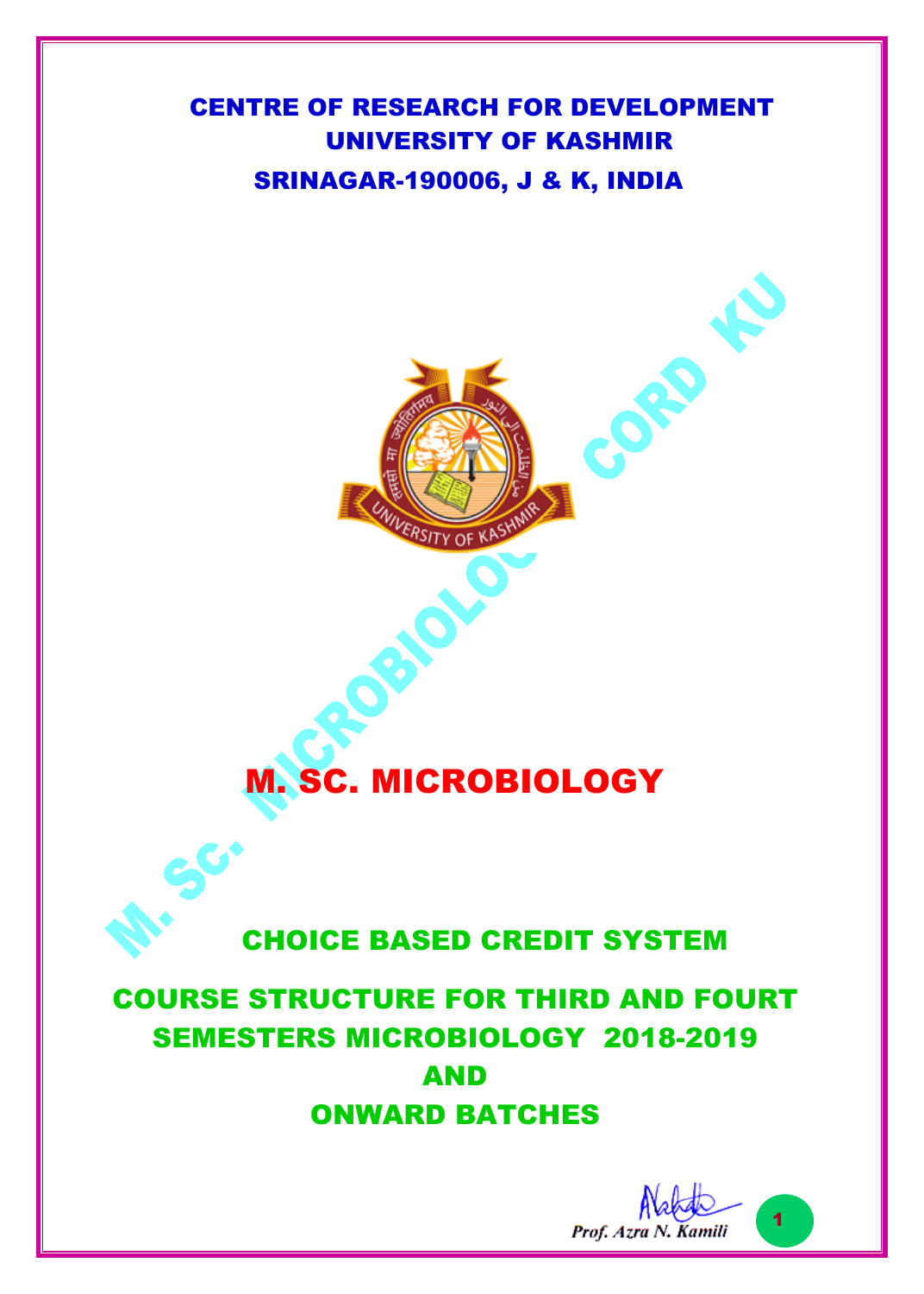# CENTRE OF RESEARCH FOR DEVELOPMENT
## UNIVERSITY OF KASHMIR
### SRINAGAR-190006, J & K, INDIA

# M. SC. MICROBIOLOGY

## CHOICE BASED CREDIT SYSTEM

## COURSE STRUCTURE FOR THIRD AND FOURT SEMESTERS MICROBIOLOGY 2018-2019 AND ONWARD BATCHES

*Prof. Azra N. Kamili*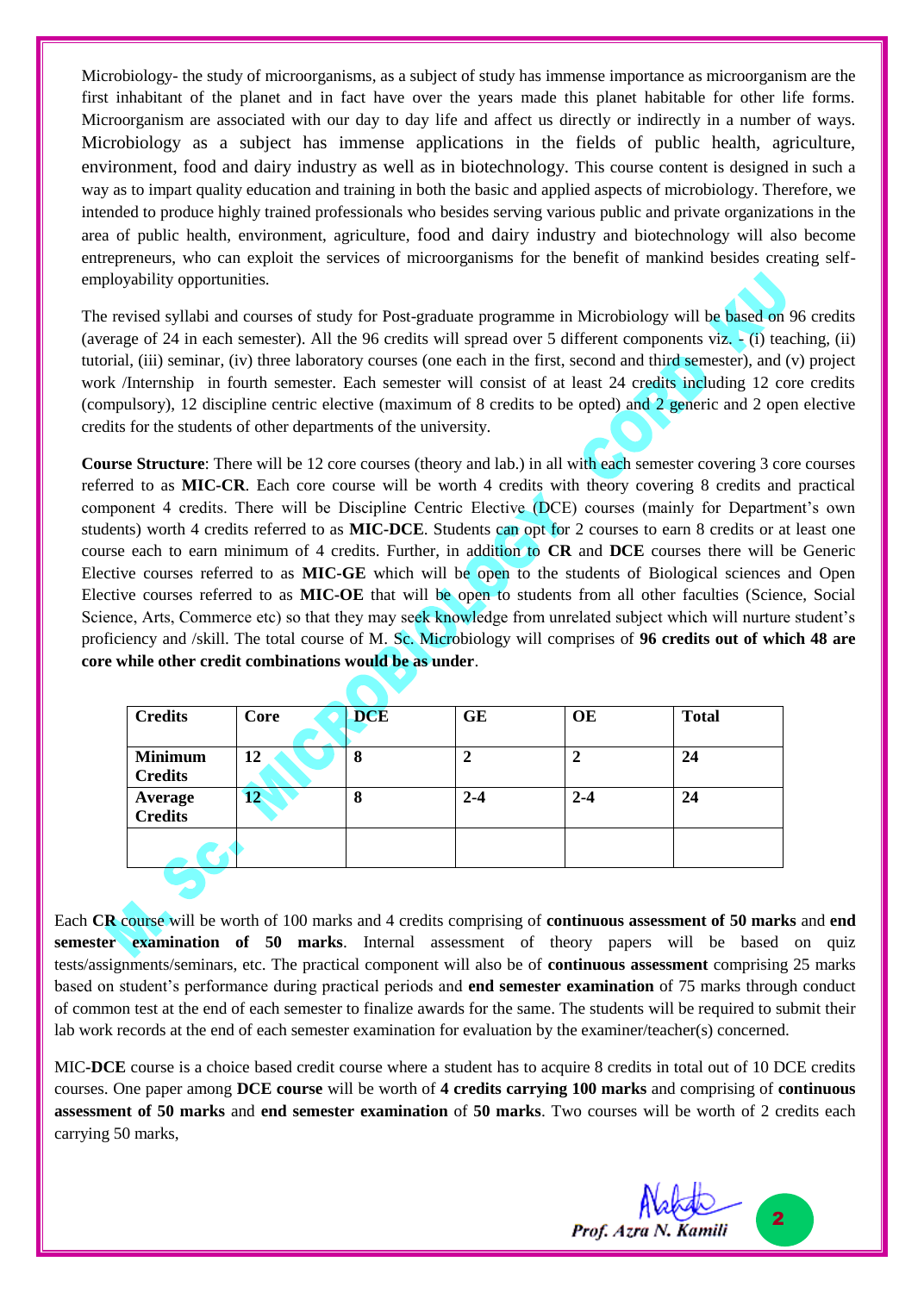Microbiology- the study of microorganisms, as a subject of study has immense importance as microorganism are the first inhabitant of the planet and in fact have over the years made this planet habitable for other life forms. Microorganism are associated with our day to day life and affect us directly or indirectly in a number of ways. Microbiology as a subject has immense applications in the fields of public health, agriculture, environment, food and dairy industry as well as in biotechnology. This course content is designed in such a way as to impart quality education and training in both the basic and applied aspects of microbiology. Therefore, we intended to produce highly trained professionals who besides serving various public and private organizations in the area of public health, environment, agriculture, food and dairy industry and biotechnology will also become entrepreneurs, who can exploit the services of microorganisms for the benefit of mankind besides creating self-employability opportunities.

The revised syllabi and courses of study for Post-graduate programme in Microbiology will be based on 96 credits (average of 24 in each semester). All the 96 credits will spread over 5 different components viz. (i) teaching, (ii) tutorial, (iii) seminar, (iv) three laboratory courses (one each in the first, second and third semester), and (v) project work /Internship in fourth semester. Each semester will consist of at least 24 credits including 12 core credits (compulsory), 12 discipline centric elective (maximum of 8 credits to be opted) and 2 generic and 2 open elective credits for the students of other departments of the university.

**Course Structure**: There will be 12 core courses (theory and lab.) in all with each semester covering 3 core courses referred to as **MIC-CR**. Each core course will be worth 4 credits with theory covering 8 credits and practical component 4 credits. There will be Discipline Centric Elective (DCE) courses (mainly for Department's own students) worth 4 credits referred to as **MIC-DCE**. Students can opt for 2 courses to earn 8 credits or at least one course each to earn minimum of 4 credits. Further, in addition to **CR** and **DCE** courses there will be Generic Elective courses referred to as **MIC-GE** which will be open to the students of Biological sciences and Open Elective courses referred to as **MIC-OE** that will be open to students from all other faculties (Science, Social Science, Arts, Commerce etc) so that they may seek knowledge from unrelated subject which will nurture student's proficiency and /skill. The total course of M. Sc. Microbiology will comprises of **96 credits out of which 48 are core while other credit combinations would be as under**.

| **Credits** | **Core** | **DCE** | **GE** | **OE** | **Total** |
|---|---|---|---|---|---|
| **Minimum Credits** | **12** | **8** | **2** | **2** | **24** |
| **Average Credits** | **12** | **8** | **2-4** | **2-4** | **24** |
| | | | | | |

Each **CR** course will be worth of 100 marks and 4 credits comprising of **continuous assessment of 50 marks** and **end semester examination of 50 marks**. Internal assessment of theory papers will be based on quiz tests/assignments/seminars, etc. The practical component will also be of **continuous assessment** comprising 25 marks based on student's performance during practical periods and **end semester examination** of 75 marks through conduct of common test at the end of each semester to finalize awards for the same. The students will be required to submit their lab work records at the end of each semester examination for evaluation by the examiner/teacher(s) concerned.

MIC-**DCE** course is a choice based credit course where a student has to acquire 8 credits in total out of 10 DCE credits courses. One paper among **DCE course** will be worth of **4 credits carrying 100 marks** and comprising of **continuous assessment of 50 marks** and **end semester examination** of **50 marks**. Two courses will be worth of 2 credits each carrying 50 marks,

*Prof. Azra N. Kamili*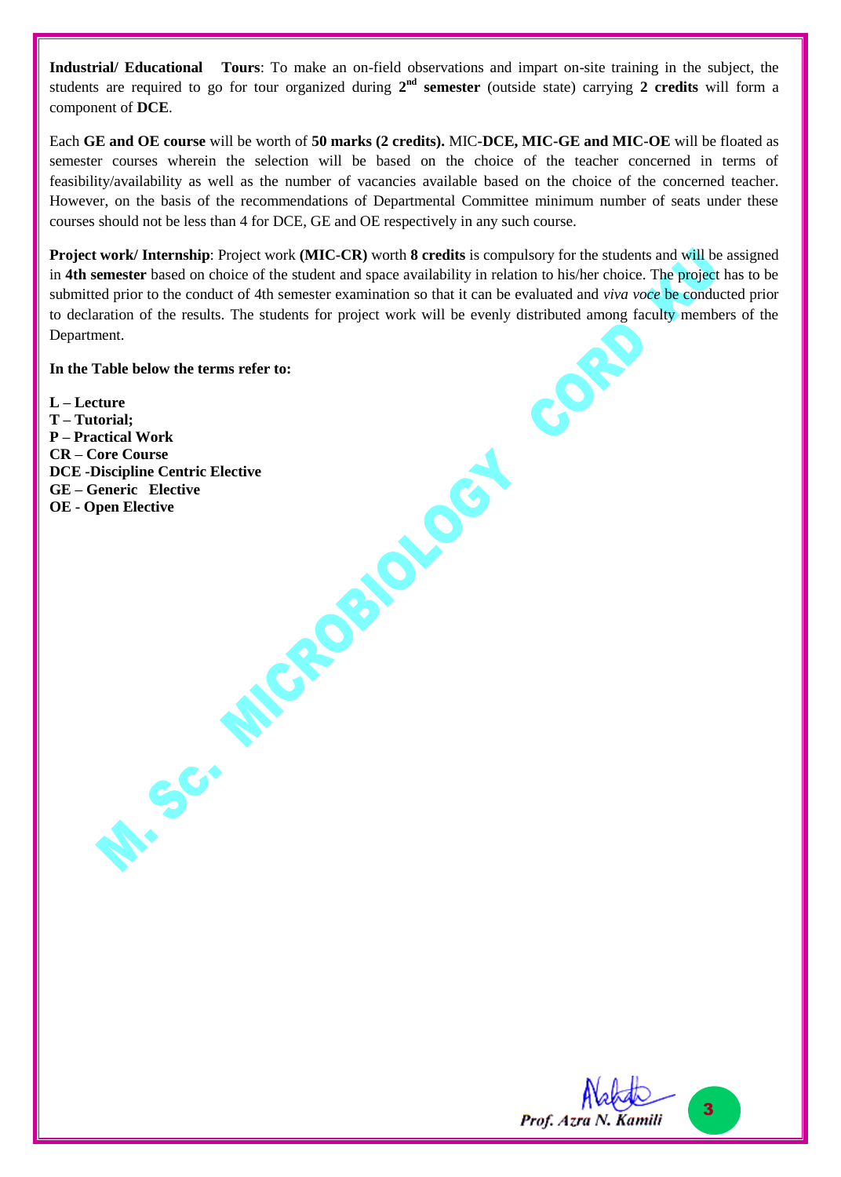**Industrial/ Educational Tours**: To make an on-field observations and impart on-site training in the subject, the students are required to go for tour organized during **2nd semester** (outside state) carrying **2 credits** will form a component of **DCE**.

Each **GE and OE course** will be worth of **50 marks (2 credits).** MIC-**DCE, MIC-GE and MIC-OE** will be floated as semester courses wherein the selection will be based on the choice of the teacher concerned in terms of feasibility/availability as well as the number of vacancies available based on the choice of the concerned teacher. However, on the basis of the recommendations of Departmental Committee minimum number of seats under these courses should not be less than 4 for DCE, GE and OE respectively in any such course.

**Project work/ Internship**: Project work **(MIC-CR)** worth **8 credits** is compulsory for the students and will be assigned in **4th semester** based on choice of the student and space availability in relation to his/her choice. The project has to be submitted prior to the conduct of 4th semester examination so that it can be evaluated and *viva voce* be conducted prior to declaration of the results. The students for project work will be evenly distributed among faculty members of the Department.

**In the Table below the terms refer to:**

**L – Lecture**
**T – Tutorial;**
**P – Practical Work**
**CR – Core Course**
**DCE -Discipline Centric Elective**
**GE – Generic Elective**
**OE - Open Elective**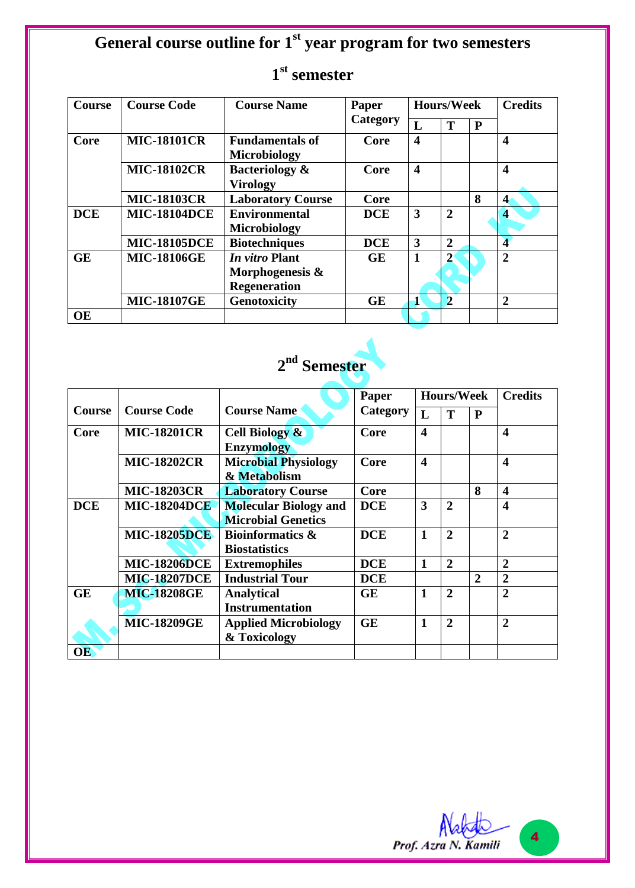# General course outline for 1st year program for two semesters

## 1st semester

| Course | Course Code | Course Name | Paper Category | Hours/Week | | | Credits |
|---|---|---|---|---|---|---|---|
| | | | | L | T | P | |
| Core | MIC-18101CR | Fundamentals of Microbiology | Core | 4 | | | 4 |
| | MIC-18102CR | Bacteriology & Virology | Core | 4 | | | 4 |
| | MIC-18103CR | Laboratory Course | Core | | | 8 | 4 |
| DCE | MIC-18104DCE | Environmental Microbiology | DCE | 3 | 2 | | 4 |
| | MIC-18105DCE | Biotechniques | DCE | 3 | 2 | | 4 |
| GE | MIC-18106GE | *In vitro* Plant Morphogenesis & Regeneration | GE | 1 | 2 | | 2 |
| | MIC-18107GE | Genotoxicity | GE | 1 | 2 | | 2 |
| OE | | | | | | | |

## 2nd Semester

| Course | Course Code | Course Name | Paper Category | Hours/Week | | | Credits |
|---|---|---|---|---|---|---|---|
| | | | | L | T | P | |
| Core | MIC-18201CR | Cell Biology & Enzymology | Core | 4 | | | 4 |
| | MIC-18202CR | Microbial Physiology & Metabolism | Core | 4 | | | 4 |
| | MIC-18203CR | Laboratory Course | Core | | | 8 | 4 |
| DCE | MIC-18204DCE | Molecular Biology and Microbial Genetics | DCE | 3 | 2 | | 4 |
| | MIC-18205DCE | Bioinformatics & Biostatistics | DCE | 1 | 2 | | 2 |
| | MIC-18206DCE | Extremophiles | DCE | 1 | 2 | | 2 |
| | MIC-18207DCE | Industrial Tour | DCE | | | 2 | 2 |
| GE | MIC-18208GE | Analytical Instrumentation | GE | 1 | 2 | | 2 |
| | MIC-18209GE | Applied Microbiology & Toxicology | GE | 1 | 2 | | 2 |
| OE | | | | | | | |

Prof. Azra N. Kamili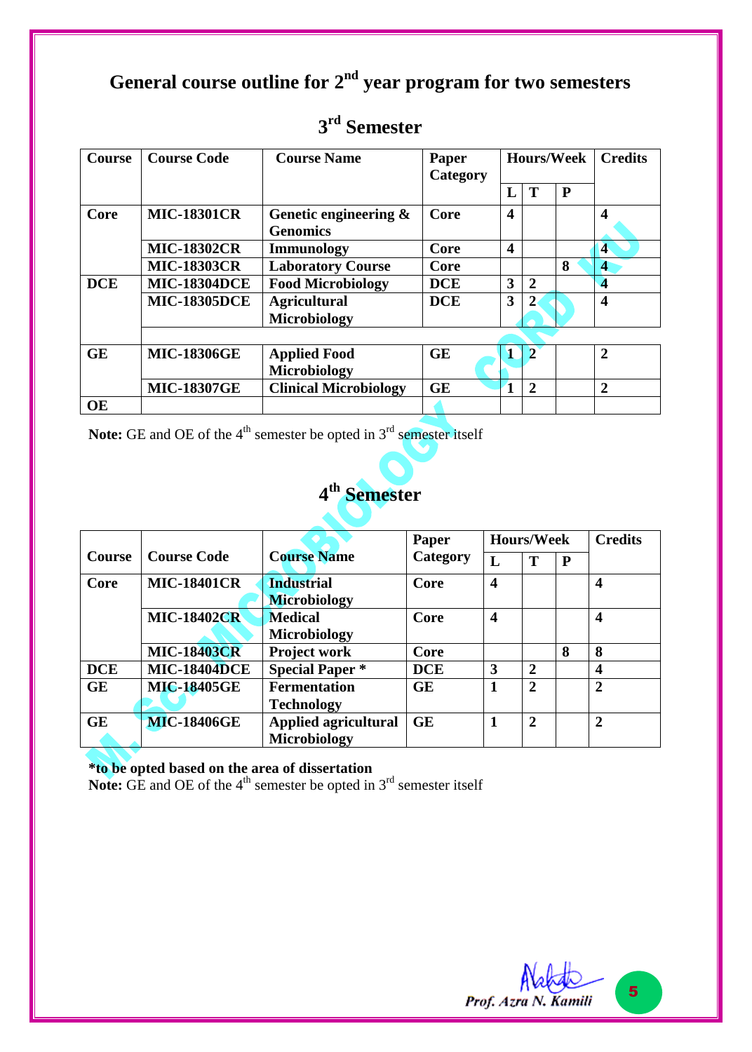# General course outline for 2nd year program for two semesters

## 3rd Semester

| Course | Course Code | Course Name | Paper Category | Hours/Week | | | Credits |
|---|---|---|---|---|---|---|---|
| | | | | L | T | P | |
| Core | MIC-18301CR | Genetic engineering & Genomics | Core | 4 | | | 4 |
| | MIC-18302CR | Immunology | Core | 4 | | | 4 |
| | MIC-18303CR | Laboratory Course | Core | | | 8 | 4 |
| DCE | MIC-18304DCE | Food Microbiology | DCE | 3 | 2 | | 4 |
| | MIC-18305DCE | Agricultural Microbiology | DCE | 3 | 2 | | 4 |
| | | | | | | | |
| GE | MIC-18306GE | Applied Food Microbiology | GE | 1 | 2 | | 2 |
| | MIC-18307GE | Clinical Microbiology | GE | 1 | 2 | | 2 |
| OE | | | | | | | |

**Note:** GE and OE of the 4th semester be opted in 3rd semester itself

## 4th Semester

| Course | Course Code | Course Name | Paper Category | Hours/Week | | | Credits |
|---|---|---|---|---|---|---|---|
| | | | | L | T | P | |
| Core | MIC-18401CR | Industrial Microbiology | Core | 4 | | | 4 |
| | MIC-18402CR | Medical Microbiology | Core | 4 | | | 4 |
| | MIC-18403CR | Project work | Core | | | 8 | 8 |
| DCE | MIC-18404DCE | Special Paper * | DCE | 3 | 2 | | 4 |
| GE | MIC-18405GE | Fermentation Technology | GE | 1 | 2 | | 2 |
| GE | MIC-18406GE | Applied agricultural Microbiology | GE | 1 | 2 | | 2 |

**\*to be opted based on the area of dissertation**

**Note:** GE and OE of the 4th semester be opted in 3rd semester itself

*Prof. Azra N. Kamili*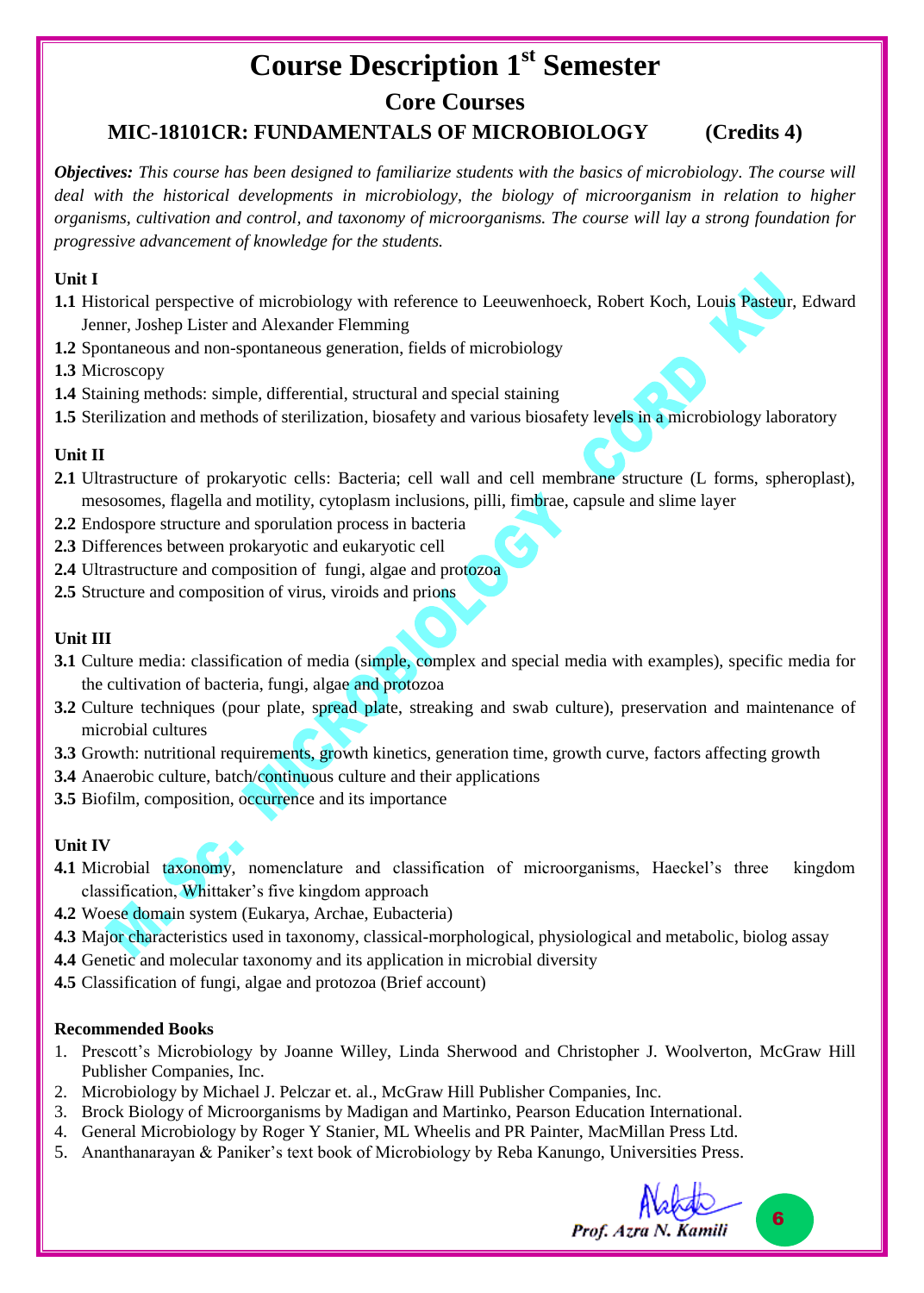# Course Description 1st Semester

## Core Courses

### MIC-18101CR: FUNDAMENTALS OF MICROBIOLOGY (Credits 4)

***Objectives:*** *This course has been designed to familiarize students with the basics of microbiology. The course will deal with the historical developments in microbiology, the biology of microorganism in relation to higher organisms, cultivation and control, and taxonomy of microorganisms. The course will lay a strong foundation for progressive advancement of knowledge for the students.*

**Unit I**

**1.1** Historical perspective of microbiology with reference to Leeuwenhoeck, Robert Koch, Louis Pasteur, Edward Jenner, Joshep Lister and Alexander Flemming

**1.2** Spontaneous and non-spontaneous generation, fields of microbiology

**1.3** Microscopy

**1.4** Staining methods: simple, differential, structural and special staining

**1.5** Sterilization and methods of sterilization, biosafety and various biosafety levels in a microbiology laboratory

**Unit II**

**2.1** Ultrastructure of prokaryotic cells: Bacteria; cell wall and cell membrane structure (L forms, spheroplast), mesosomes, flagella and motility, cytoplasm inclusions, pilli, fimbrae, capsule and slime layer

**2.2** Endospore structure and sporulation process in bacteria

**2.3** Differences between prokaryotic and eukaryotic cell

**2.4** Ultrastructure and composition of fungi, algae and protozoa

**2.5** Structure and composition of virus, viroids and prions

**Unit III**

**3.1** Culture media: classification of media (simple, complex and special media with examples), specific media for the cultivation of bacteria, fungi, algae and protozoa

**3.2** Culture techniques (pour plate, spread plate, streaking and swab culture), preservation and maintenance of microbial cultures

**3.3** Growth: nutritional requirements, growth kinetics, generation time, growth curve, factors affecting growth

**3.4** Anaerobic culture, batch/continuous culture and their applications

**3.5** Biofilm, composition, occurrence and its importance

**Unit IV**

**4.1** Microbial taxonomy, nomenclature and classification of microorganisms, Haeckel's three kingdom classification, Whittaker's five kingdom approach

**4.2** Woese domain system (Eukarya, Archae, Eubacteria)

**4.3** Major characteristics used in taxonomy, classical-morphological, physiological and metabolic, biolog assay

**4.4** Genetic and molecular taxonomy and its application in microbial diversity

**4.5** Classification of fungi, algae and protozoa (Brief account)

**Recommended Books**

1. Prescott's Microbiology by Joanne Willey, Linda Sherwood and Christopher J. Woolverton, McGraw Hill Publisher Companies, Inc.
2. Microbiology by Michael J. Pelczar et. al., McGraw Hill Publisher Companies, Inc.
3. Brock Biology of Microorganisms by Madigan and Martinko, Pearson Education International.
4. General Microbiology by Roger Y Stanier, ML Wheelis and PR Painter, MacMillan Press Ltd.
5. Ananthanarayan & Paniker's text book of Microbiology by Reba Kanungo, Universities Press.

Prof. Azra N. Kamili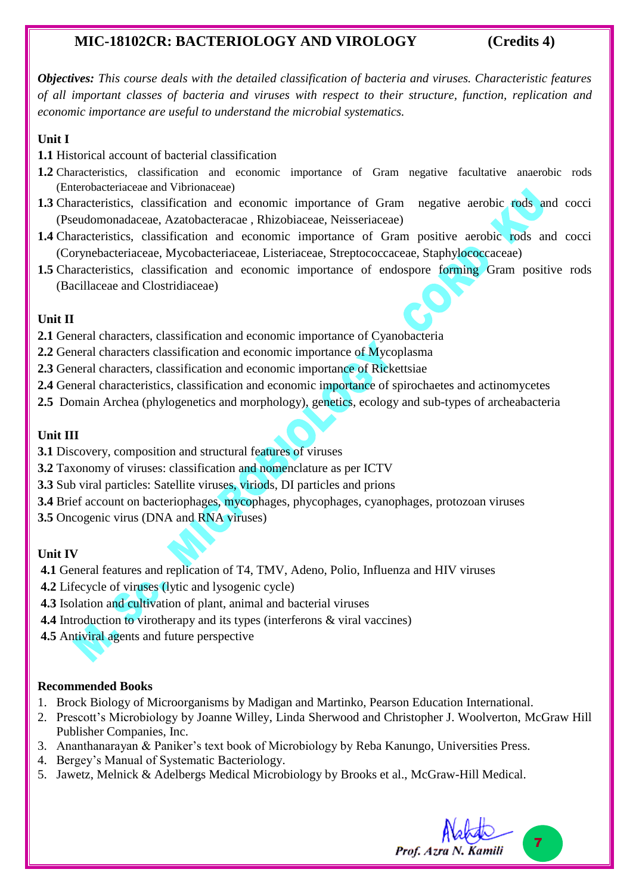## MIC-18102CR: BACTERIOLOGY AND VIROLOGY (Credits 4)

***Objectives:*** *This course deals with the detailed classification of bacteria and viruses. Characteristic features of all important classes of bacteria and viruses with respect to their structure, function, replication and economic importance are useful to understand the microbial systematics.*

**Unit I**

**1.1** Historical account of bacterial classification

**1.2** Characteristics, classification and economic importance of Gram negative facultative anaerobic rods (Enterobacteriaceae and Vibrionaceae)

**1.3** Characteristics, classification and economic importance of Gram negative aerobic rods and cocci (Pseudomonadaceae, Azatobacteracae , Rhizobiaceae, Neisseriaceae)

**1.4** Characteristics, classification and economic importance of Gram positive aerobic rods and cocci (Corynebacteriaceae, Mycobacteriaceae, Listeriaceae, Streptococcaceae, Staphylococcaceae)

**1.5** Characteristics, classification and economic importance of endospore forming Gram positive rods (Bacillaceae and Clostridiaceae)

**Unit II**

**2.1** General characters, classification and economic importance of Cyanobacteria

**2.2** General characters classification and economic importance of Mycoplasma

**2.3** General characters, classification and economic importance of Rickettsiae

**2.4** General characteristics, classification and economic importance of spirochaetes and actinomycetes

**2.5** Domain Archea (phylogenetics and morphology), genetics, ecology and sub-types of archeabacteria

**Unit III**

**3.1** Discovery, composition and structural features of viruses

**3.2** Taxonomy of viruses: classification and nomenclature as per ICTV

**3.3** Sub viral particles: Satellite viruses, viroids, DI particles and prions

**3.4** Brief account on bacteriophages, mycophages, phycophages, cyanophages, protozoan viruses

**3.5** Oncogenic virus (DNA and RNA viruses)

**Unit IV**

**4.1** General features and replication of T4, TMV, Adeno, Polio, Influenza and HIV viruses

**4.2** Lifecycle of viruses (lytic and lysogenic cycle)

**4.3** Isolation and cultivation of plant, animal and bacterial viruses

**4.4** Introduction to virotherapy and its types (interferons & viral vaccines)

**4.5** Antiviral agents and future perspective

**Recommended Books**

1. Brock Biology of Microorganisms by Madigan and Martinko, Pearson Education International.
2. Prescott's Microbiology by Joanne Willey, Linda Sherwood and Christopher J. Woolverton, McGraw Hill Publisher Companies, Inc.
3. Ananthanarayan & Paniker's text book of Microbiology by Reba Kanungo, Universities Press.
4. Bergey's Manual of Systematic Bacteriology.
5. Jawetz, Melnick & Adelbergs Medical Microbiology by Brooks et al., McGraw-Hill Medical.

*Prof. Azra N. Kamili*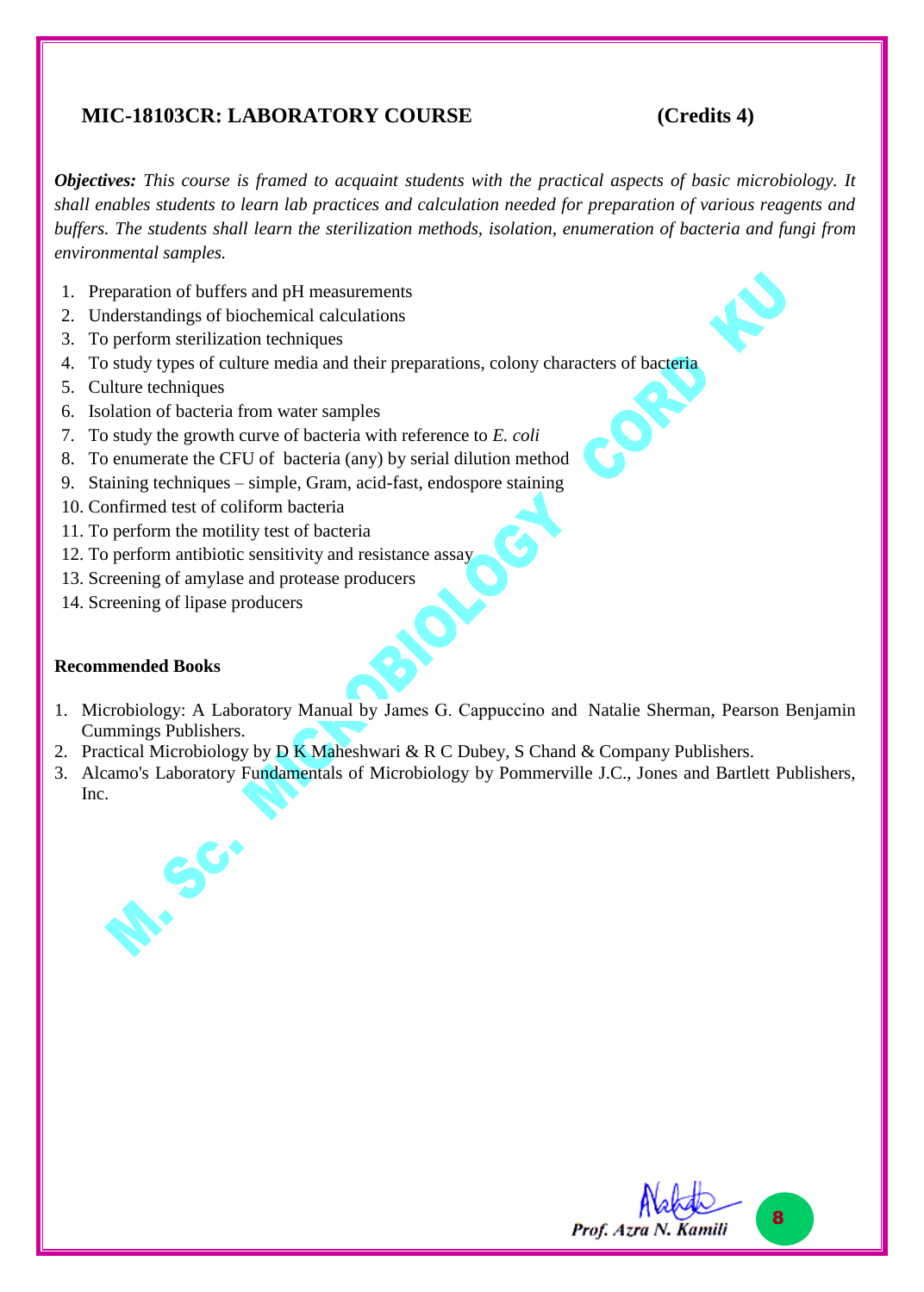## MIC-18103CR: LABORATORY COURSE (Credits 4)

***Objectives:*** *This course is framed to acquaint students with the practical aspects of basic microbiology. It shall enables students to learn lab practices and calculation needed for preparation of various reagents and buffers. The students shall learn the sterilization methods, isolation, enumeration of bacteria and fungi from environmental samples.*

1. Preparation of buffers and pH measurements
2. Understandings of biochemical calculations
3. To perform sterilization techniques
4. To study types of culture media and their preparations, colony characters of bacteria
5. Culture techniques
6. Isolation of bacteria from water samples
7. To study the growth curve of bacteria with reference to *E. coli*
8. To enumerate the CFU of bacteria (any) by serial dilution method
9. Staining techniques – simple, Gram, acid-fast, endospore staining
10. Confirmed test of coliform bacteria
11. To perform the motility test of bacteria
12. To perform antibiotic sensitivity and resistance assay
13. Screening of amylase and protease producers
14. Screening of lipase producers

**Recommended Books**

1. Microbiology: A Laboratory Manual by James G. Cappuccino and Natalie Sherman, Pearson Benjamin Cummings Publishers.
2. Practical Microbiology by D K Maheshwari & R C Dubey, S Chand & Company Publishers.
3. Alcamo's Laboratory Fundamentals of Microbiology by Pommerville J.C., Jones and Bartlett Publishers, Inc.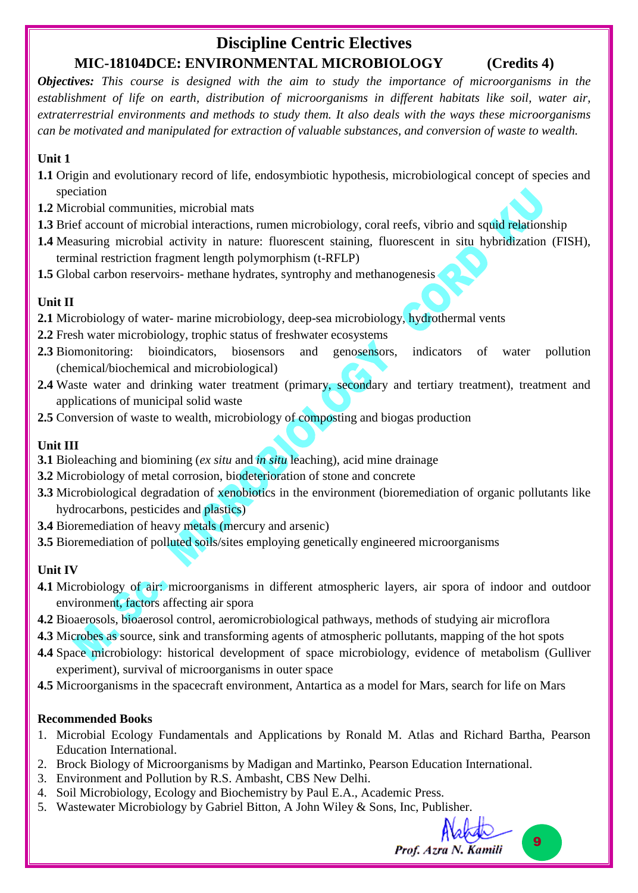# Discipline Centric Electives

## MIC-18104DCE: ENVIRONMENTAL MICROBIOLOGY (Credits 4)

***Objectives:*** *This course is designed with the aim to study the importance of microorganisms in the establishment of life on earth, distribution of microorganisms in different habitats like soil, water air, extraterrestrial environments and methods to study them. It also deals with the ways these microorganisms can be motivated and manipulated for extraction of valuable substances, and conversion of waste to wealth.*

**Unit 1**

**1.1** Origin and evolutionary record of life, endosymbiotic hypothesis, microbiological concept of species and speciation

**1.2** Microbial communities, microbial mats

**1.3** Brief account of microbial interactions, rumen microbiology, coral reefs, vibrio and squid relationship

**1.4** Measuring microbial activity in nature: fluorescent staining, fluorescent in situ hybridization (FISH), terminal restriction fragment length polymorphism (t-RFLP)

**1.5** Global carbon reservoirs- methane hydrates, syntrophy and methanogenesis

**Unit II**

**2.1** Microbiology of water- marine microbiology, deep-sea microbiology, hydrothermal vents

**2.2** Fresh water microbiology, trophic status of freshwater ecosystems

**2.3** Biomonitoring: bioindicators, biosensors and genosensors, indicators of water pollution (chemical/biochemical and microbiological)

**2.4** Waste water and drinking water treatment (primary, secondary and tertiary treatment), treatment and applications of municipal solid waste

**2.5** Conversion of waste to wealth, microbiology of composting and biogas production

**Unit III**

**3.1** Bioleaching and biomining (*ex situ* and *in situ* leaching), acid mine drainage

**3.2** Microbiology of metal corrosion, biodeterioration of stone and concrete

**3.3** Microbiological degradation of xenobiotics in the environment (bioremediation of organic pollutants like hydrocarbons, pesticides and plastics)

**3.4** Bioremediation of heavy metals (mercury and arsenic)

**3.5** Bioremediation of polluted soils/sites employing genetically engineered microorganisms

**Unit IV**

**4.1** Microbiology of air: microorganisms in different atmospheric layers, air spora of indoor and outdoor environment, factors affecting air spora

**4.2** Bioaerosols, bioaerosol control, aeromicrobiological pathways, methods of studying air microflora

**4.3** Microbes as source, sink and transforming agents of atmospheric pollutants, mapping of the hot spots

**4.4** Space microbiology: historical development of space microbiology, evidence of metabolism (Gulliver experiment), survival of microorganisms in outer space

**4.5** Microorganisms in the spacecraft environment, Antartica as a model for Mars, search for life on Mars

**Recommended Books**

1. Microbial Ecology Fundamentals and Applications by Ronald M. Atlas and Richard Bartha, Pearson Education International.
2. Brock Biology of Microorganisms by Madigan and Martinko, Pearson Education International.
3. Environment and Pollution by R.S. Ambasht, CBS New Delhi.
4. Soil Microbiology, Ecology and Biochemistry by Paul E.A., Academic Press.
5. Wastewater Microbiology by Gabriel Bitton, A John Wiley & Sons, Inc, Publisher.

*Prof. Azra N. Kamili*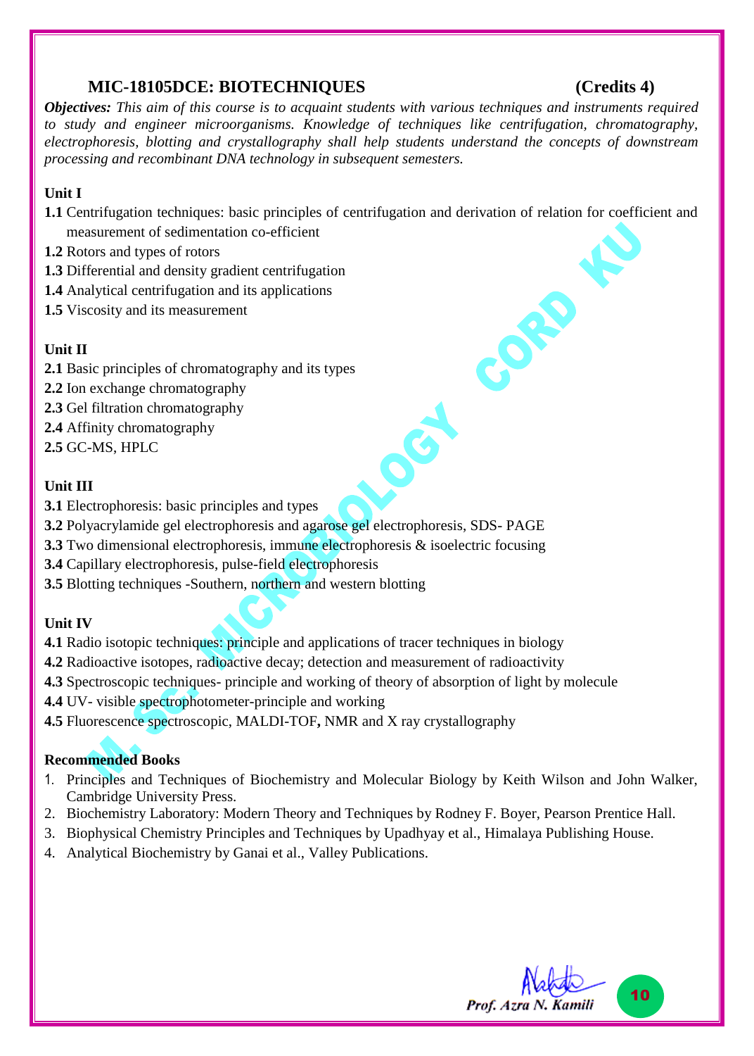## MIC-18105DCE: BIOTECHNIQUES (Credits 4)

***Objectives:*** *This aim of this course is to acquaint students with various techniques and instruments required to study and engineer microorganisms. Knowledge of techniques like centrifugation, chromatography, electrophoresis, blotting and crystallography shall help students understand the concepts of downstream processing and recombinant DNA technology in subsequent semesters.*

**Unit I**

**1.1** Centrifugation techniques: basic principles of centrifugation and derivation of relation for coefficient and measurement of sedimentation co-efficient

**1.2** Rotors and types of rotors

**1.3** Differential and density gradient centrifugation

**1.4** Analytical centrifugation and its applications

**1.5** Viscosity and its measurement

**Unit II**

**2.1** Basic principles of chromatography and its types

**2.2** Ion exchange chromatography

**2.3** Gel filtration chromatography

**2.4** Affinity chromatography

**2.5** GC-MS, HPLC

**Unit III**

**3.1** Electrophoresis: basic principles and types

**3.2** Polyacrylamide gel electrophoresis and agarose gel electrophoresis, SDS- PAGE

**3.3** Two dimensional electrophoresis, immune electrophoresis & isoelectric focusing

**3.4** Capillary electrophoresis, pulse-field electrophoresis

**3.5** Blotting techniques -Southern, northern and western blotting

**Unit IV**

**4.1** Radio isotopic techniques: principle and applications of tracer techniques in biology

**4.2** Radioactive isotopes, radioactive decay; detection and measurement of radioactivity

**4.3** Spectroscopic techniques- principle and working of theory of absorption of light by molecule

**4.4** UV- visible spectrophotometer-principle and working

**4.5** Fluorescence spectroscopic, MALDI-TOF**,** NMR and X ray crystallography

**Recommended Books**

1. Principles and Techniques of Biochemistry and Molecular Biology by Keith Wilson and John Walker, Cambridge University Press.
2. Biochemistry Laboratory: Modern Theory and Techniques by Rodney F. Boyer, Pearson Prentice Hall.
3. Biophysical Chemistry Principles and Techniques by Upadhyay et al., Himalaya Publishing House.
4. Analytical Biochemistry by Ganai et al., Valley Publications.

*Prof. Azra N. Kamili*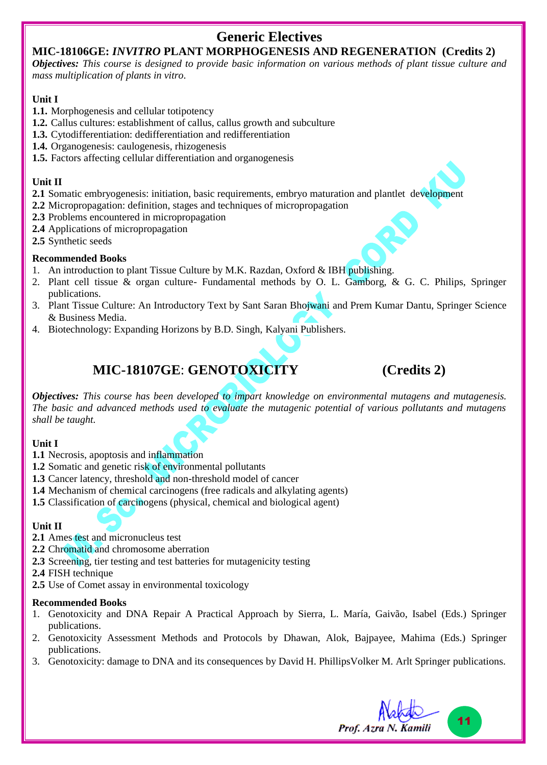# Generic Electives

## MIC-18106GE: *INVITRO* PLANT MORPHOGENESIS AND REGENERATION (Credits 2)

***Objectives:*** *This course is designed to provide basic information on various methods of plant tissue culture and mass multiplication of plants in vitro.*

**Unit I**

**1.1.** Morphogenesis and cellular totipotency
**1.2.** Callus cultures: establishment of callus, callus growth and subculture
**1.3.** Cytodifferentiation: dedifferentiation and redifferentiation
**1.4.** Organogenesis: caulogenesis, rhizogenesis
**1.5.** Factors affecting cellular differentiation and organogenesis

**Unit II**

**2.1** Somatic embryogenesis: initiation, basic requirements, embryo maturation and plantlet development
**2.2** Micropropagation: definition, stages and techniques of micropropagation
**2.3** Problems encountered in micropropagation
**2.4** Applications of micropropagation
**2.5** Synthetic seeds

**Recommended Books**

1. An introduction to plant Tissue Culture by M.K. Razdan, Oxford & IBH publishing.
2. Plant cell tissue & organ culture- Fundamental methods by O. L. Gamborg, & G. C. Philips, Springer publications.
3. Plant Tissue Culture: An Introductory Text by Sant Saran Bhojwani and Prem Kumar Dantu, Springer Science & Business Media.
4. Biotechnology: Expanding Horizons by B.D. Singh, Kalyani Publishers.

## MIC-18107GE: GENOTOXICITY (Credits 2)

***Objectives:*** *This course has been developed to impart knowledge on environmental mutagens and mutagenesis. The basic and advanced methods used to evaluate the mutagenic potential of various pollutants and mutagens shall be taught.*

**Unit I**

**1.1** Necrosis, apoptosis and inflammation
**1.2** Somatic and genetic risk of environmental pollutants
**1.3** Cancer latency, threshold and non-threshold model of cancer
**1.4** Mechanism of chemical carcinogens (free radicals and alkylating agents)
**1.5** Classification of carcinogens (physical, chemical and biological agent)

**Unit II**

**2.1** Ames test and micronucleus test
**2.2** Chromatid and chromosome aberration
**2.3** Screening, tier testing and test batteries for mutagenicity testing
**2.4** FISH technique
**2.5** Use of Comet assay in environmental toxicology

**Recommended Books**

1. Genotoxicity and DNA Repair A Practical Approach by Sierra, L. María, Gaivão, Isabel (Eds.) Springer publications.
2. Genotoxicity Assessment Methods and Protocols by Dhawan, Alok, Bajpayee, Mahima (Eds.) Springer publications.
3. Genotoxicity: damage to DNA and its consequences by David H. PhillipsVolker M. Arlt Springer publications.

*Prof. Azra N. Kamili*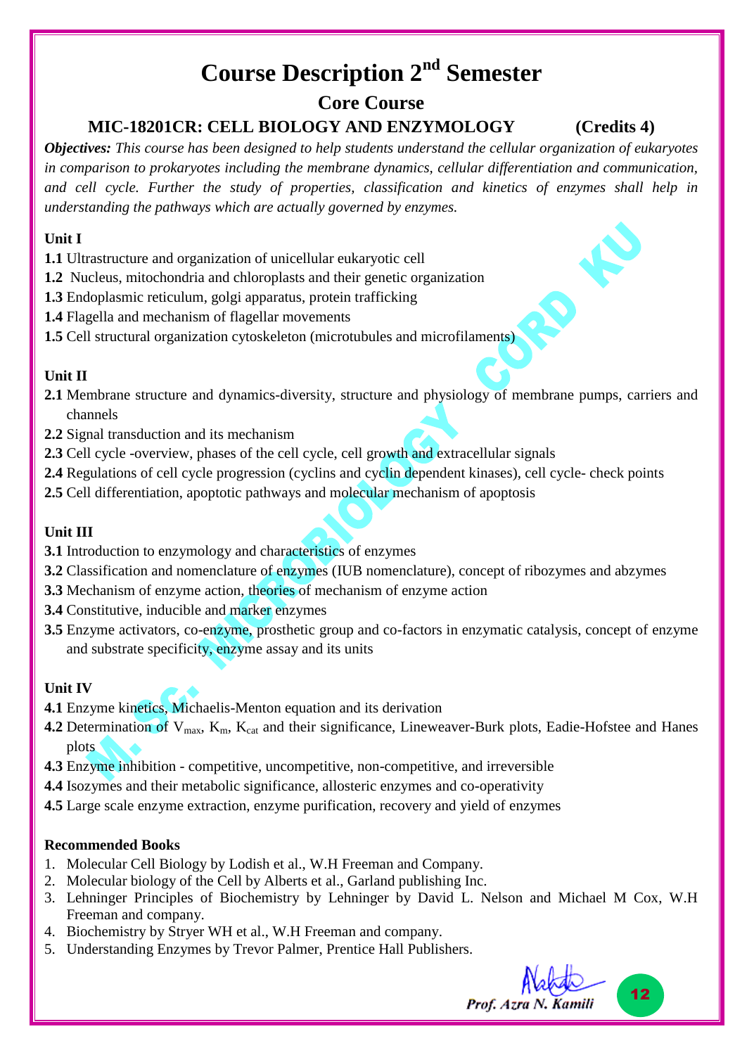# Course Description 2nd Semester

## Core Course

### MIC-18201CR: CELL BIOLOGY AND ENZYMOLOGY (Credits 4)

***Objectives:*** *This course has been designed to help students understand the cellular organization of eukaryotes in comparison to prokaryotes including the membrane dynamics, cellular differentiation and communication, and cell cycle. Further the study of properties, classification and kinetics of enzymes shall help in understanding the pathways which are actually governed by enzymes.*

**Unit I**

**1.1** Ultrastructure and organization of unicellular eukaryotic cell
**1.2** Nucleus, mitochondria and chloroplasts and their genetic organization
**1.3** Endoplasmic reticulum, golgi apparatus, protein trafficking
**1.4** Flagella and mechanism of flagellar movements
**1.5** Cell structural organization cytoskeleton (microtubules and microfilaments)

**Unit II**

**2.1** Membrane structure and dynamics-diversity, structure and physiology of membrane pumps, carriers and channels
**2.2** Signal transduction and its mechanism
**2.3** Cell cycle -overview, phases of the cell cycle, cell growth and extracellular signals
**2.4** Regulations of cell cycle progression (cyclins and cyclin dependent kinases), cell cycle- check points
**2.5** Cell differentiation, apoptotic pathways and molecular mechanism of apoptosis

**Unit III**

**3.1** Introduction to enzymology and characteristics of enzymes
**3.2** Classification and nomenclature of enzymes (IUB nomenclature), concept of ribozymes and abzymes
**3.3** Mechanism of enzyme action, theories of mechanism of enzyme action
**3.4** Constitutive, inducible and marker enzymes
**3.5** Enzyme activators, co-enzyme, prosthetic group and co-factors in enzymatic catalysis, concept of enzyme and substrate specificity, enzyme assay and its units

**Unit IV**

**4.1** Enzyme kinetics, Michaelis-Menton equation and its derivation
**4.2** Determination of $V_{max}$, $K_m$, $K_{cat}$ and their significance, Lineweaver-Burk plots, Eadie-Hofstee and Hanes plots
**4.3** Enzyme inhibition - competitive, uncompetitive, non-competitive, and irreversible
**4.4** Isozymes and their metabolic significance, allosteric enzymes and co-operativity
**4.5** Large scale enzyme extraction, enzyme purification, recovery and yield of enzymes

**Recommended Books**

1. Molecular Cell Biology by Lodish et al., W.H Freeman and Company.
2. Molecular biology of the Cell by Alberts et al., Garland publishing Inc.
3. Lehninger Principles of Biochemistry by Lehninger by David L. Nelson and Michael M Cox, W.H Freeman and company.
4. Biochemistry by Stryer WH et al., W.H Freeman and company.
5. Understanding Enzymes by Trevor Palmer, Prentice Hall Publishers.

*Prof. Azra N. Kamili*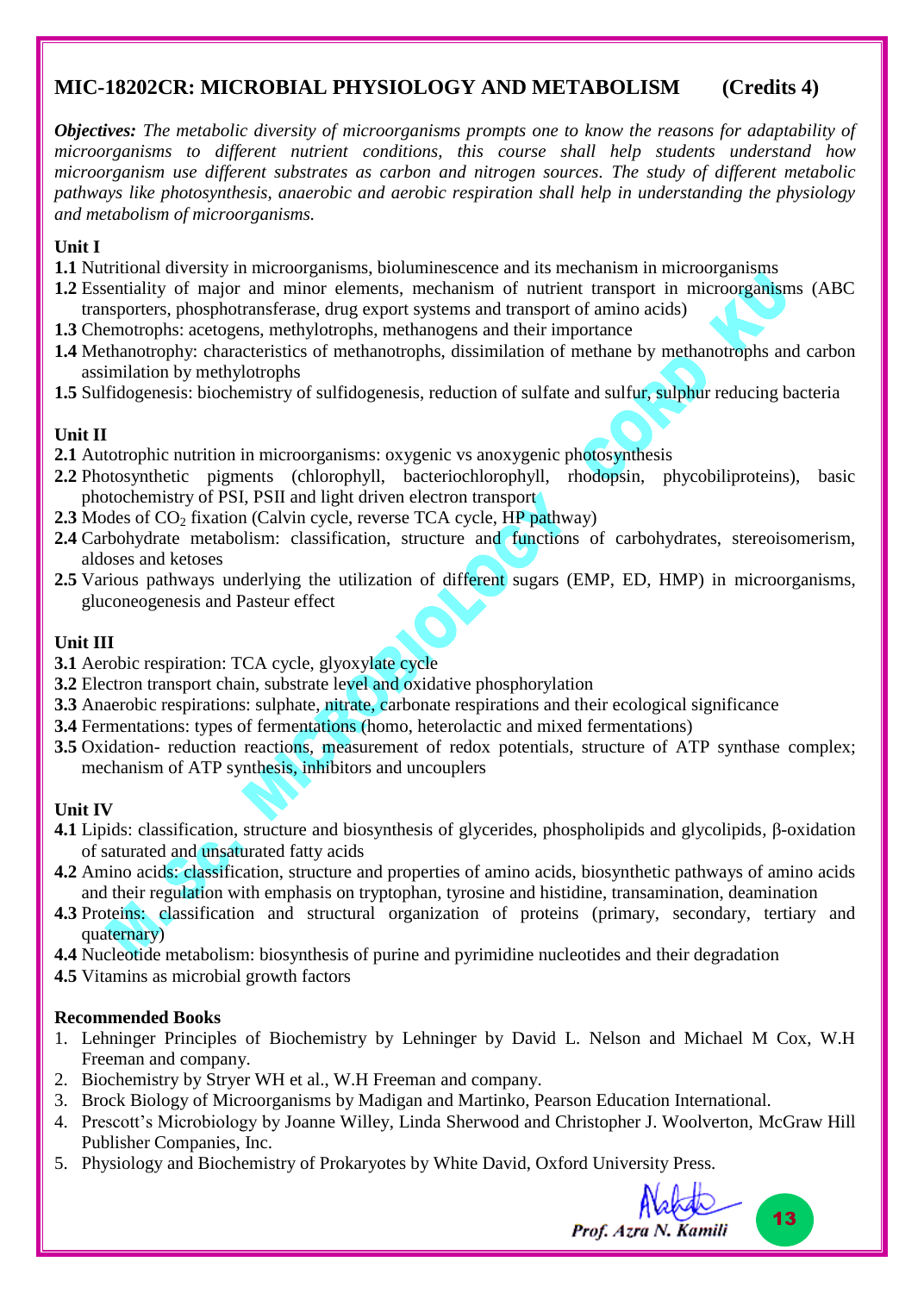## MIC-18202CR: MICROBIAL PHYSIOLOGY AND METABOLISM (Credits 4)

***Objectives:*** *The metabolic diversity of microorganisms prompts one to know the reasons for adaptability of microorganisms to different nutrient conditions, this course shall help students understand how microorganism use different substrates as carbon and nitrogen sources. The study of different metabolic pathways like photosynthesis, anaerobic and aerobic respiration shall help in understanding the physiology and metabolism of microorganisms.*

### Unit I

**1.1** Nutritional diversity in microorganisms, bioluminescence and its mechanism in microorganisms

**1.2** Essentiality of major and minor elements, mechanism of nutrient transport in microorganisms (ABC transporters, phosphotransferase, drug export systems and transport of amino acids)

**1.3** Chemotrophs: acetogens, methylotrophs, methanogens and their importance

**1.4** Methanotrophy: characteristics of methanotrophs, dissimilation of methane by methanotrophs and carbon assimilation by methylotrophs

**1.5** Sulfidogenesis: biochemistry of sulfidogenesis, reduction of sulfate and sulfur, sulphur reducing bacteria

### Unit II

**2.1** Autotrophic nutrition in microorganisms: oxygenic vs anoxygenic photosynthesis

**2.2** Photosynthetic pigments (chlorophyll, bacteriochlorophyll, rhodopsin, phycobiliproteins), basic photochemistry of PSI, PSII and light driven electron transport

**2.3** Modes of $CO_2$ fixation (Calvin cycle, reverse TCA cycle, HP pathway)

**2.4** Carbohydrate metabolism: classification, structure and functions of carbohydrates, stereoisomerism, aldoses and ketoses

**2.5** Various pathways underlying the utilization of different sugars (EMP, ED, HMP) in microorganisms, gluconeogenesis and Pasteur effect

### Unit III

**3.1** Aerobic respiration: TCA cycle, glyoxylate cycle

**3.2** Electron transport chain, substrate level and oxidative phosphorylation

**3.3** Anaerobic respirations: sulphate, nitrate, carbonate respirations and their ecological significance

**3.4** Fermentations: types of fermentations (homo, heterolactic and mixed fermentations)

**3.5** Oxidation- reduction reactions, measurement of redox potentials, structure of ATP synthase complex; mechanism of ATP synthesis, inhibitors and uncouplers

### Unit IV

**4.1** Lipids: classification, structure and biosynthesis of glycerides, phospholipids and glycolipids, β-oxidation of saturated and unsaturated fatty acids

**4.2** Amino acids: classification, structure and properties of amino acids, biosynthetic pathways of amino acids and their regulation with emphasis on tryptophan, tyrosine and histidine, transamination, deamination

**4.3** Proteins: classification and structural organization of proteins (primary, secondary, tertiary and quaternary)

**4.4** Nucleotide metabolism: biosynthesis of purine and pyrimidine nucleotides and their degradation

**4.5** Vitamins as microbial growth factors

### Recommended Books

1. Lehninger Principles of Biochemistry by Lehninger by David L. Nelson and Michael M Cox, W.H Freeman and company.
2. Biochemistry by Stryer WH et al., W.H Freeman and company.
3. Brock Biology of Microorganisms by Madigan and Martinko, Pearson Education International.
4. Prescott's Microbiology by Joanne Willey, Linda Sherwood and Christopher J. Woolverton, McGraw Hill Publisher Companies, Inc.
5. Physiology and Biochemistry of Prokaryotes by White David, Oxford University Press.

*Prof. Azra N. Kamili*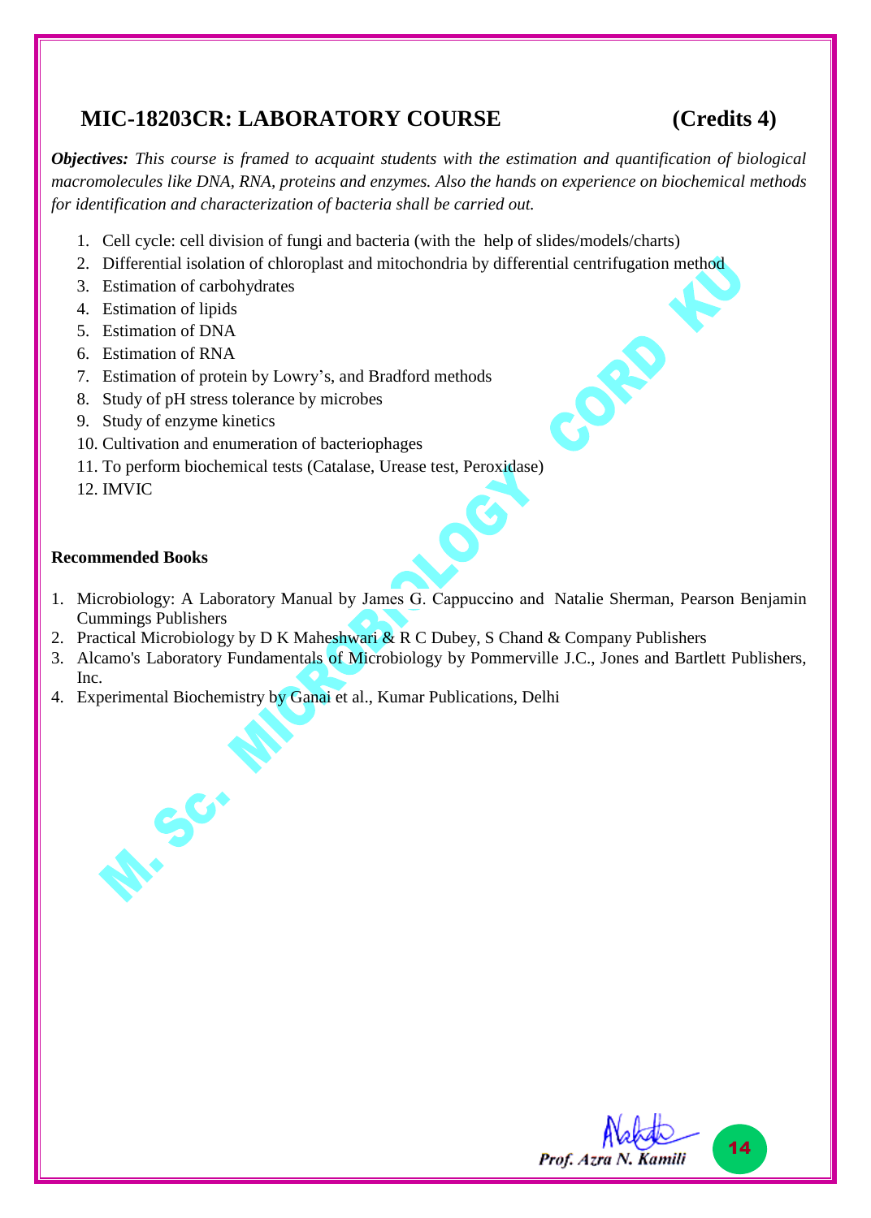## MIC-18203CR: LABORATORY COURSE (Credits 4)

***Objectives:*** *This course is framed to acquaint students with the estimation and quantification of biological macromolecules like DNA, RNA, proteins and enzymes. Also the hands on experience on biochemical methods for identification and characterization of bacteria shall be carried out.*

1. Cell cycle: cell division of fungi and bacteria (with the help of slides/models/charts)
2. Differential isolation of chloroplast and mitochondria by differential centrifugation method
3. Estimation of carbohydrates
4. Estimation of lipids
5. Estimation of DNA
6. Estimation of RNA
7. Estimation of protein by Lowry's, and Bradford methods
8. Study of pH stress tolerance by microbes
9. Study of enzyme kinetics
10. Cultivation and enumeration of bacteriophages
11. To perform biochemical tests (Catalase, Urease test, Peroxidase)
12. IMVIC

**Recommended Books**

1. Microbiology: A Laboratory Manual by James G. Cappuccino and Natalie Sherman, Pearson Benjamin Cummings Publishers
2. Practical Microbiology by D K Maheshwari & R C Dubey, S Chand & Company Publishers
3. Alcamo's Laboratory Fundamentals of Microbiology by Pommerville J.C., Jones and Bartlett Publishers, Inc.
4. Experimental Biochemistry by Ganai et al., Kumar Publications, Delhi

Prof. Azra N. Kamili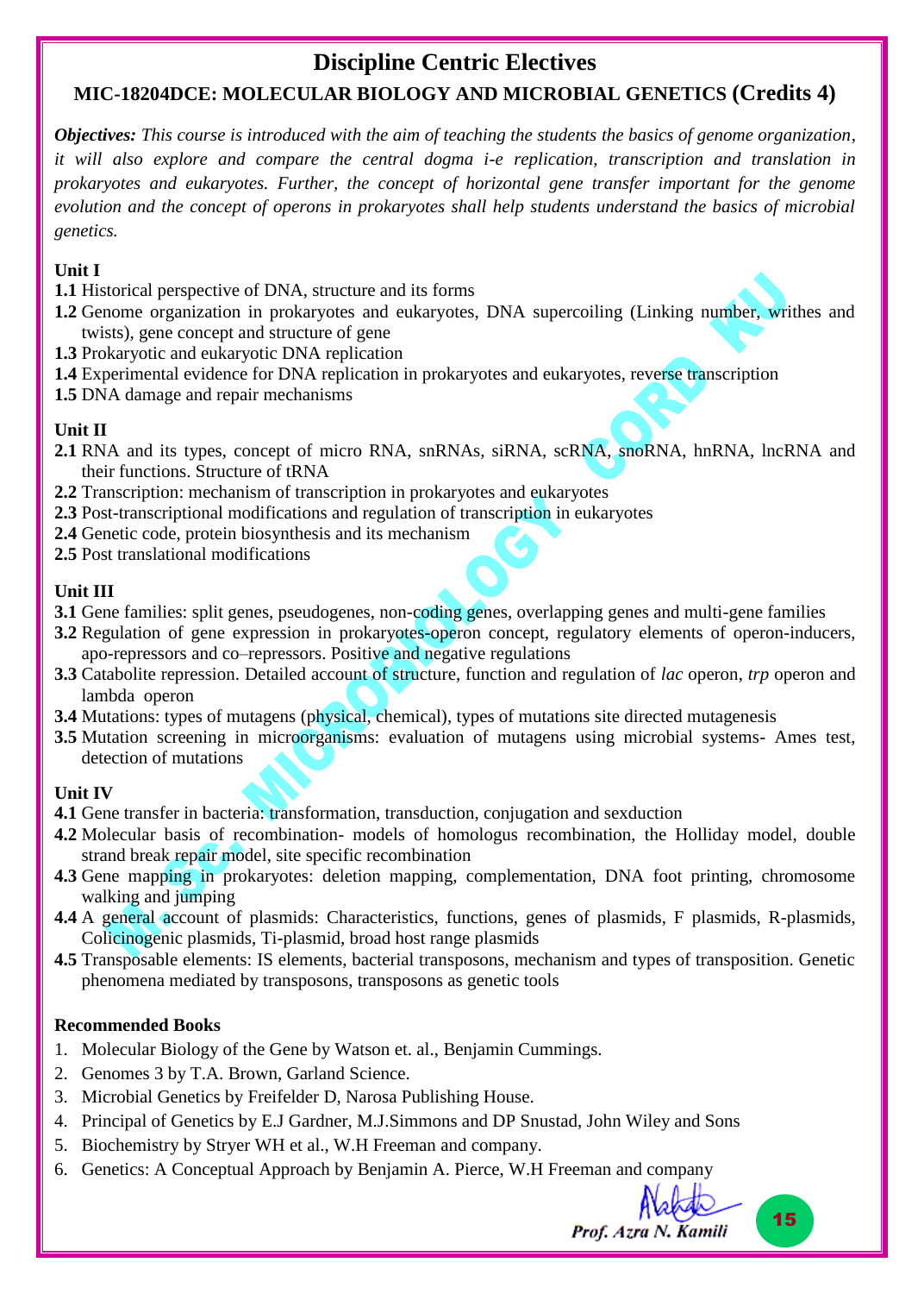# Discipline Centric Electives

## MIC-18204DCE: MOLECULAR BIOLOGY AND MICROBIAL GENETICS (Credits 4)

***Objectives:*** *This course is introduced with the aim of teaching the students the basics of genome organization, it will also explore and compare the central dogma i-e replication, transcription and translation in prokaryotes and eukaryotes. Further, the concept of horizontal gene transfer important for the genome evolution and the concept of operons in prokaryotes shall help students understand the basics of microbial genetics.*

**Unit I**

**1.1** Historical perspective of DNA, structure and its forms
**1.2** Genome organization in prokaryotes and eukaryotes, DNA supercoiling (Linking number, writhes and twists), gene concept and structure of gene
**1.3** Prokaryotic and eukaryotic DNA replication
**1.4** Experimental evidence for DNA replication in prokaryotes and eukaryotes, reverse transcription
**1.5** DNA damage and repair mechanisms

**Unit II**

**2.1** RNA and its types, concept of micro RNA, snRNAs, siRNA, scRNA, snoRNA, hnRNA, lncRNA and their functions. Structure of tRNA
**2.2** Transcription: mechanism of transcription in prokaryotes and eukaryotes
**2.3** Post-transcriptional modifications and regulation of transcription in eukaryotes
**2.4** Genetic code, protein biosynthesis and its mechanism
**2.5** Post translational modifications

**Unit III**

**3.1** Gene families: split genes, pseudogenes, non-coding genes, overlapping genes and multi-gene families
**3.2** Regulation of gene expression in prokaryotes-operon concept, regulatory elements of operon-inducers, apo-repressors and co–repressors. Positive and negative regulations
**3.3** Catabolite repression. Detailed account of structure, function and regulation of *lac* operon, *trp* operon and lambda operon
**3.4** Mutations: types of mutagens (physical, chemical), types of mutations site directed mutagenesis
**3.5** Mutation screening in microorganisms: evaluation of mutagens using microbial systems- Ames test, detection of mutations

**Unit IV**

**4.1** Gene transfer in bacteria: transformation, transduction, conjugation and sexduction
**4.2** Molecular basis of recombination- models of homologus recombination, the Holliday model, double strand break repair model, site specific recombination
**4.3** Gene mapping in prokaryotes: deletion mapping, complementation, DNA foot printing, chromosome walking and jumping
**4.4** A general account of plasmids: Characteristics, functions, genes of plasmids, F plasmids, R-plasmids, Colicinogenic plasmids, Ti-plasmid, broad host range plasmids
**4.5** Transposable elements: IS elements, bacterial transposons, mechanism and types of transposition. Genetic phenomena mediated by transposons, transposons as genetic tools

**Recommended Books**

1. Molecular Biology of the Gene by Watson et. al., Benjamin Cummings.
2. Genomes 3 by T.A. Brown, Garland Science.
3. Microbial Genetics by Freifelder D, Narosa Publishing House.
4. Principal of Genetics by E.J Gardner, M.J.Simmons and DP Snustad, John Wiley and Sons
5. Biochemistry by Stryer WH et al., W.H Freeman and company.
6. Genetics: A Conceptual Approach by Benjamin A. Pierce, W.H Freeman and company

*Prof. Azra N. Kamili*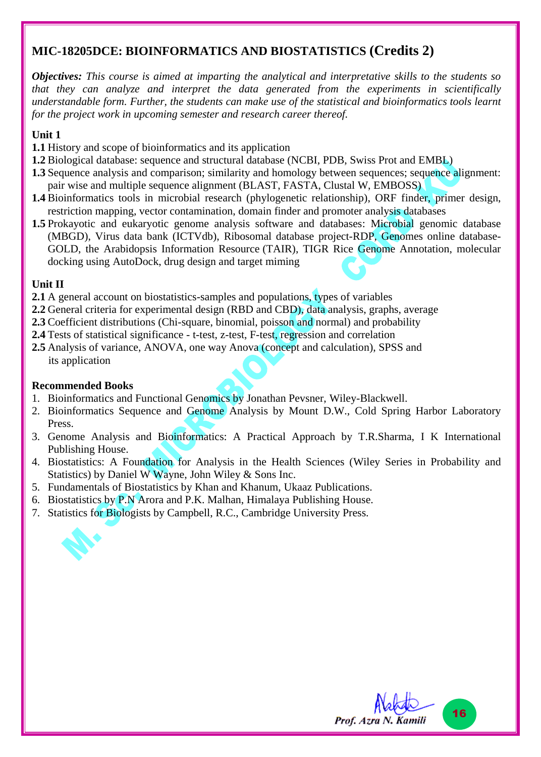## MIC-18205DCE: BIOINFORMATICS AND BIOSTATISTICS (Credits 2)

***Objectives:*** *This course is aimed at imparting the analytical and interpretative skills to the students so that they can analyze and interpret the data generated from the experiments in scientifically understandable form. Further, the students can make use of the statistical and bioinformatics tools learnt for the project work in upcoming semester and research career thereof.*

**Unit 1**

**1.1** History and scope of bioinformatics and its application

**1.2** Biological database: sequence and structural database (NCBI, PDB, Swiss Prot and EMBL)

**1.3** Sequence analysis and comparison; similarity and homology between sequences; sequence alignment: pair wise and multiple sequence alignment (BLAST, FASTA, Clustal W, EMBOSS)

**1.4** Bioinformatics tools in microbial research (phylogenetic relationship), ORF finder, primer design, restriction mapping, vector contamination, domain finder and promoter analysis databases

**1.5** Prokayotic and eukaryotic genome analysis software and databases: Microbial genomic database (MBGD), Virus data bank (ICTVdb), Ribosomal database project-RDP, Genomes online database-GOLD, the Arabidopsis Information Resource (TAIR), TIGR Rice Genome Annotation, molecular docking using AutoDock, drug design and target miming

**Unit II**

**2.1** A general account on biostatistics-samples and populations, types of variables

**2.2** General criteria for experimental design (RBD and CBD), data analysis, graphs, average

**2.3** Coefficient distributions (Chi-square, binomial, poisson and normal) and probability

**2.4** Tests of statistical significance - t-test, z-test, F-test, regression and correlation

**2.5** Analysis of variance, ANOVA, one way Anova (concept and calculation), SPSS and its application

**Recommended Books**

1. Bioinformatics and Functional Genomics by Jonathan Pevsner, Wiley-Blackwell.
2. Bioinformatics Sequence and Genome Analysis by Mount D.W., Cold Spring Harbor Laboratory Press.
3. Genome Analysis and Bioinformatics: A Practical Approach by T.R.Sharma, I K International Publishing House.
4. Biostatistics: A Foundation for Analysis in the Health Sciences (Wiley Series in Probability and Statistics) by Daniel W Wayne, John Wiley & Sons Inc.
5. Fundamentals of Biostatistics by Khan and Khanum, Ukaaz Publications.
6. Biostatistics by P.N Arora and P.K. Malhan, Himalaya Publishing House.
7. Statistics for Biologists by Campbell, R.C., Cambridge University Press.

*Prof. Azra N. Kamili*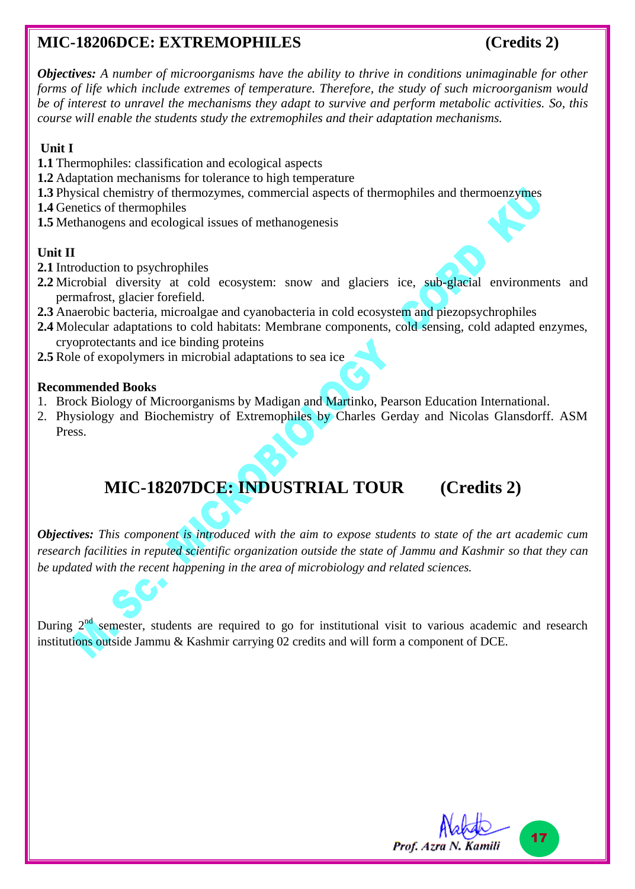## MIC-18206DCE: EXTREMOPHILES (Credits 2)

***Objectives:*** *A number of microorganisms have the ability to thrive in conditions unimaginable for other forms of life which include extremes of temperature. Therefore, the study of such microorganism would be of interest to unravel the mechanisms they adapt to survive and perform metabolic activities. So, this course will enable the students study the extremophiles and their adaptation mechanisms.*

**Unit I**

**1.1** Thermophiles: classification and ecological aspects
**1.2** Adaptation mechanisms for tolerance to high temperature
**1.3** Physical chemistry of thermozymes, commercial aspects of thermophiles and thermoenzymes
**1.4** Genetics of thermophiles
**1.5** Methanogens and ecological issues of methanogenesis

**Unit II**

**2.1** Introduction to psychrophiles
**2.2** Microbial diversity at cold ecosystem: snow and glaciers ice, sub-glacial environments and permafrost, glacier forefield.
**2.3** Anaerobic bacteria, microalgae and cyanobacteria in cold ecosystem and piezopsychrophiles
**2.4** Molecular adaptations to cold habitats: Membrane components, cold sensing, cold adapted enzymes, cryoprotectants and ice binding proteins
**2.5** Role of exopolymers in microbial adaptations to sea ice

**Recommended Books**

1. Brock Biology of Microorganisms by Madigan and Martinko, Pearson Education International.
2. Physiology and Biochemistry of Extremophiles by Charles Gerday and Nicolas Glansdorff. ASM Press.

## MIC-18207DCE: INDUSTRIAL TOUR (Credits 2)

***Objectives:*** *This component is introduced with the aim to expose students to state of the art academic cum research facilities in reputed scientific organization outside the state of Jammu and Kashmir so that they can be updated with the recent happening in the area of microbiology and related sciences.*

During 2nd semester, students are required to go for institutional visit to various academic and research institutions outside Jammu & Kashmir carrying 02 credits and will form a component of DCE.

Prof. Azra N. Kamili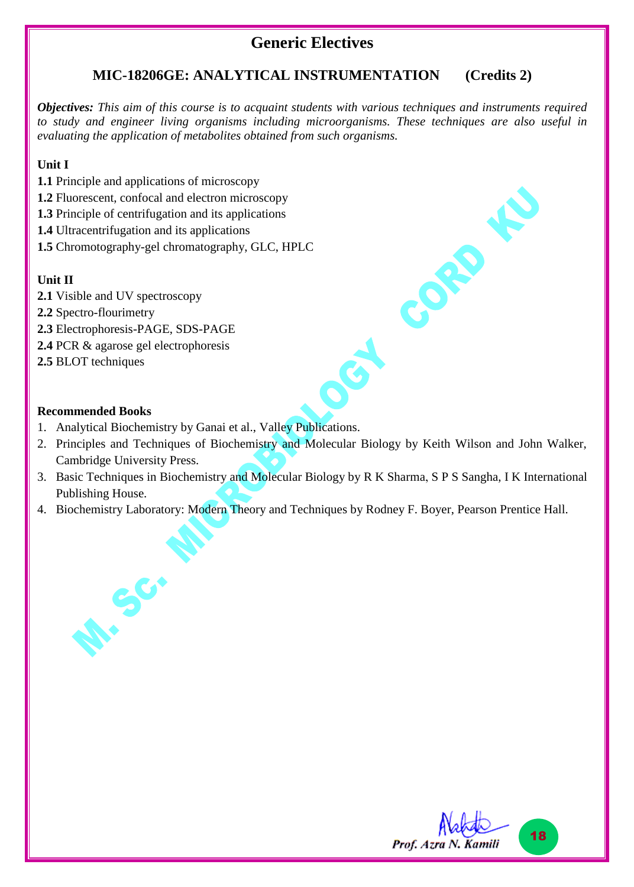## Generic Electives

### MIC-18206GE: ANALYTICAL INSTRUMENTATION (Credits 2)

***Objectives:*** *This aim of this course is to acquaint students with various techniques and instruments required to study and engineer living organisms including microorganisms. These techniques are also useful in evaluating the application of metabolites obtained from such organisms.*

**Unit I**

**1.1** Principle and applications of microscopy
**1.2** Fluorescent, confocal and electron microscopy
**1.3** Principle of centrifugation and its applications
**1.4** Ultracentrifugation and its applications
**1.5** Chromotography-gel chromatography, GLC, HPLC

**Unit II**

**2.1** Visible and UV spectroscopy
**2.2** Spectro-flourimetry
**2.3** Electrophoresis-PAGE, SDS-PAGE
**2.4** PCR & agarose gel electrophoresis
**2.5** BLOT techniques

**Recommended Books**

1. Analytical Biochemistry by Ganai et al., Valley Publications.
2. Principles and Techniques of Biochemistry and Molecular Biology by Keith Wilson and John Walker, Cambridge University Press.
3. Basic Techniques in Biochemistry and Molecular Biology by R K Sharma, S P S Sangha, I K International Publishing House.
4. Biochemistry Laboratory: Modern Theory and Techniques by Rodney F. Boyer, Pearson Prentice Hall.

*Prof. Azra N. Kamili*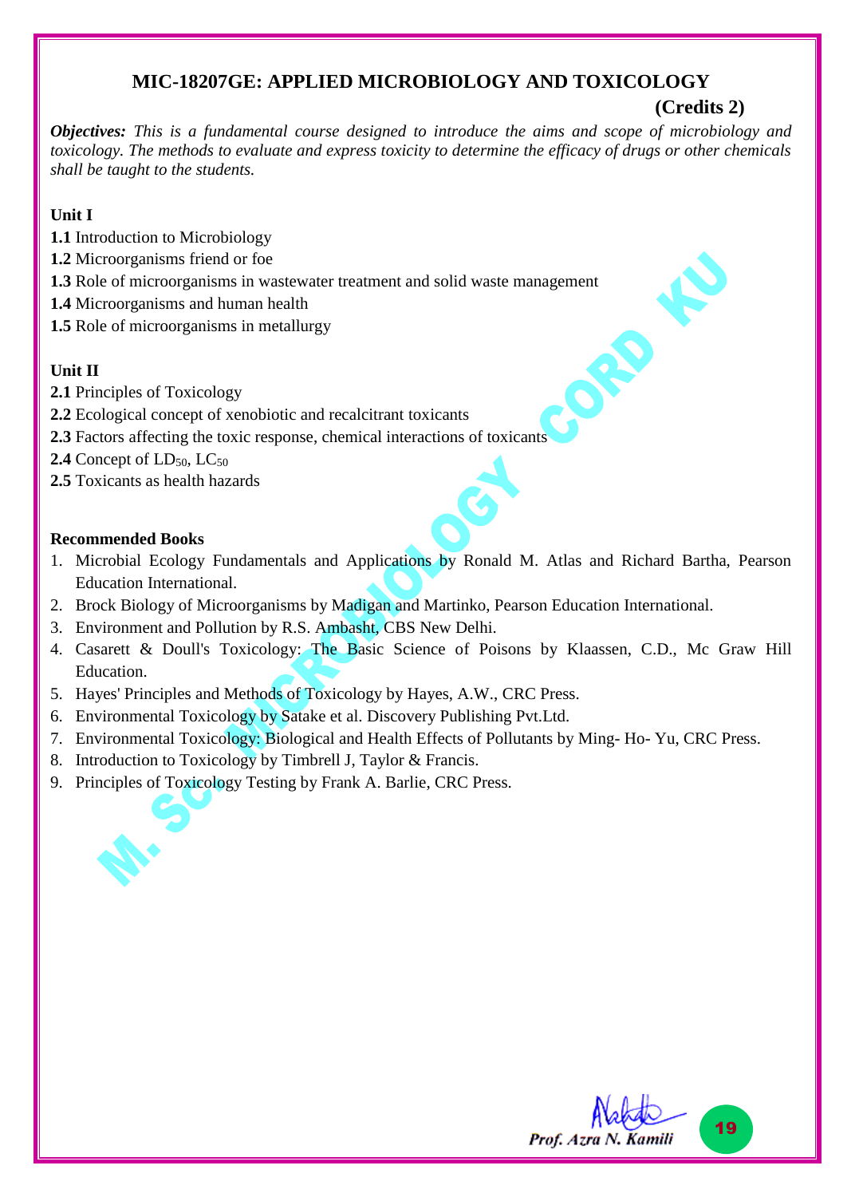## MIC-18207GE: APPLIED MICROBIOLOGY AND TOXICOLOGY

**(Credits 2)**

***Objectives:*** *This is a fundamental course designed to introduce the aims and scope of microbiology and toxicology. The methods to evaluate and express toxicity to determine the efficacy of drugs or other chemicals shall be taught to the students.*

**Unit I**

**1.1** Introduction to Microbiology
**1.2** Microorganisms friend or foe
**1.3** Role of microorganisms in wastewater treatment and solid waste management
**1.4** Microorganisms and human health
**1.5** Role of microorganisms in metallurgy

**Unit II**

**2.1** Principles of Toxicology
**2.2** Ecological concept of xenobiotic and recalcitrant toxicants
**2.3** Factors affecting the toxic response, chemical interactions of toxicants
**2.4** Concept of $LD_{50}$, $LC_{50}$
**2.5** Toxicants as health hazards

**Recommended Books**

1. Microbial Ecology Fundamentals and Applications by Ronald M. Atlas and Richard Bartha, Pearson Education International.
2. Brock Biology of Microorganisms by Madigan and Martinko, Pearson Education International.
3. Environment and Pollution by R.S. Ambasht, CBS New Delhi.
4. Casarett & Doull's Toxicology: The Basic Science of Poisons by Klaassen, C.D., Mc Graw Hill Education.
5. Hayes' Principles and Methods of Toxicology by Hayes, A.W., CRC Press.
6. Environmental Toxicology by Satake et al. Discovery Publishing Pvt.Ltd.
7. Environmental Toxicology: Biological and Health Effects of Pollutants by Ming- Ho- Yu, CRC Press.
8. Introduction to Toxicology by Timbrell J, Taylor & Francis.
9. Principles of Toxicology Testing by Frank A. Barlie, CRC Press.

Prof. Azra N. Kamili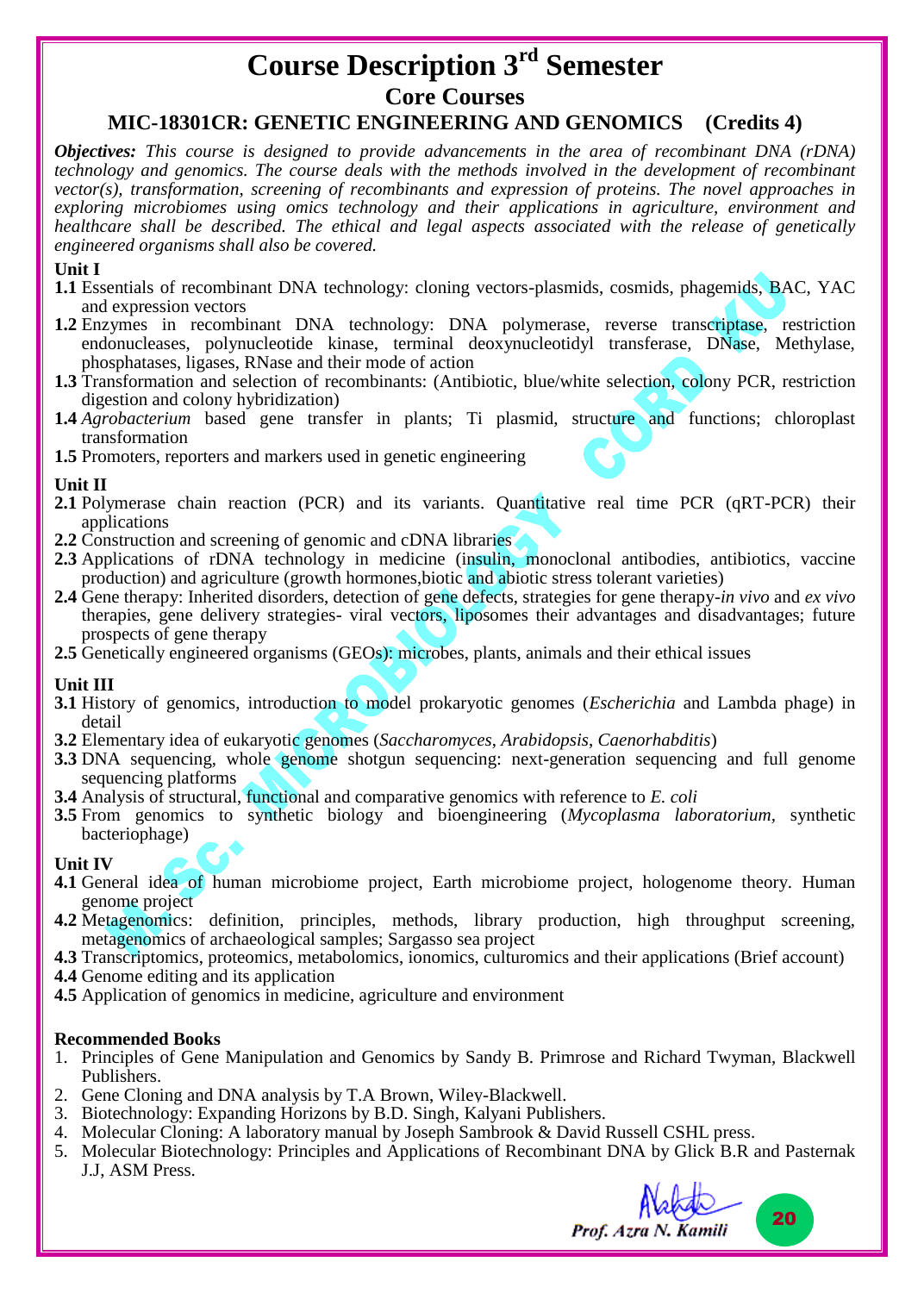# Course Description 3rd Semester

## Core Courses

### MIC-18301CR: GENETIC ENGINEERING AND GENOMICS (Credits 4)

***Objectives:*** *This course is designed to provide advancements in the area of recombinant DNA (rDNA) technology and genomics. The course deals with the methods involved in the development of recombinant vector(s), transformation, screening of recombinants and expression of proteins. The novel approaches in exploring microbiomes using omics technology and their applications in agriculture, environment and healthcare shall be described. The ethical and legal aspects associated with the release of genetically engineered organisms shall also be covered.*

**Unit I**

- **1.1** Essentials of recombinant DNA technology: cloning vectors-plasmids, cosmids, phagemids, BAC, YAC and expression vectors
- **1.2** Enzymes in recombinant DNA technology: DNA polymerase, reverse transcriptase, restriction endonucleases, polynucleotide kinase, terminal deoxynucleotidyl transferase, DNase, Methylase, phosphatases, ligases, RNase and their mode of action
- **1.3** Transformation and selection of recombinants: (Antibiotic, blue/white selection, colony PCR, restriction digestion and colony hybridization)
- **1.4** *Agrobacterium* based gene transfer in plants; Ti plasmid, structure and functions; chloroplast transformation
- **1.5** Promoters, reporters and markers used in genetic engineering

**Unit II**

- **2.1** Polymerase chain reaction (PCR) and its variants. Quantitative real time PCR (qRT-PCR) their applications
- **2.2** Construction and screening of genomic and cDNA libraries
- **2.3** Applications of rDNA technology in medicine (insulin, monoclonal antibodies, antibiotics, vaccine production) and agriculture (growth hormones,biotic and abiotic stress tolerant varieties)
- **2.4** Gene therapy: Inherited disorders, detection of gene defects, strategies for gene therapy-*in vivo* and *ex vivo* therapies, gene delivery strategies- viral vectors, liposomes their advantages and disadvantages; future prospects of gene therapy
- **2.5** Genetically engineered organisms (GEOs): microbes, plants, animals and their ethical issues

**Unit III**

- **3.1** History of genomics, introduction to model prokaryotic genomes (*Escherichia* and Lambda phage) in detail
- **3.2** Elementary idea of eukaryotic genomes (*Saccharomyces*, *Arabidopsis*, *Caenorhabditis*)
- **3.3** DNA sequencing, whole genome shotgun sequencing: next-generation sequencing and full genome sequencing platforms
- **3.4** Analysis of structural, functional and comparative genomics with reference to *E. coli*
- **3.5** From genomics to synthetic biology and bioengineering (*Mycoplasma laboratorium*, synthetic bacteriophage)

**Unit IV**

- **4.1** General idea of human microbiome project, Earth microbiome project, hologenome theory. Human genome project
- **4.2** Metagenomics: definition, principles, methods, library production, high throughput screening, metagenomics of archaeological samples; Sargasso sea project
- **4.3** Transcriptomics, proteomics, metabolomics, ionomics, culturomics and their applications (Brief account)
- **4.4** Genome editing and its application
- **4.5** Application of genomics in medicine, agriculture and environment

**Recommended Books**

1. Principles of Gene Manipulation and Genomics by Sandy B. Primrose and Richard Twyman, Blackwell Publishers.
2. Gene Cloning and DNA analysis by T.A Brown, Wiley-Blackwell.
3. Biotechnology: Expanding Horizons by B.D. Singh, Kalyani Publishers.
4. Molecular Cloning: A laboratory manual by Joseph Sambrook & David Russell CSHL press.
5. Molecular Biotechnology: Principles and Applications of Recombinant DNA by Glick B.R and Pasternak J.J, ASM Press.

*Prof. Azra N. Kamili*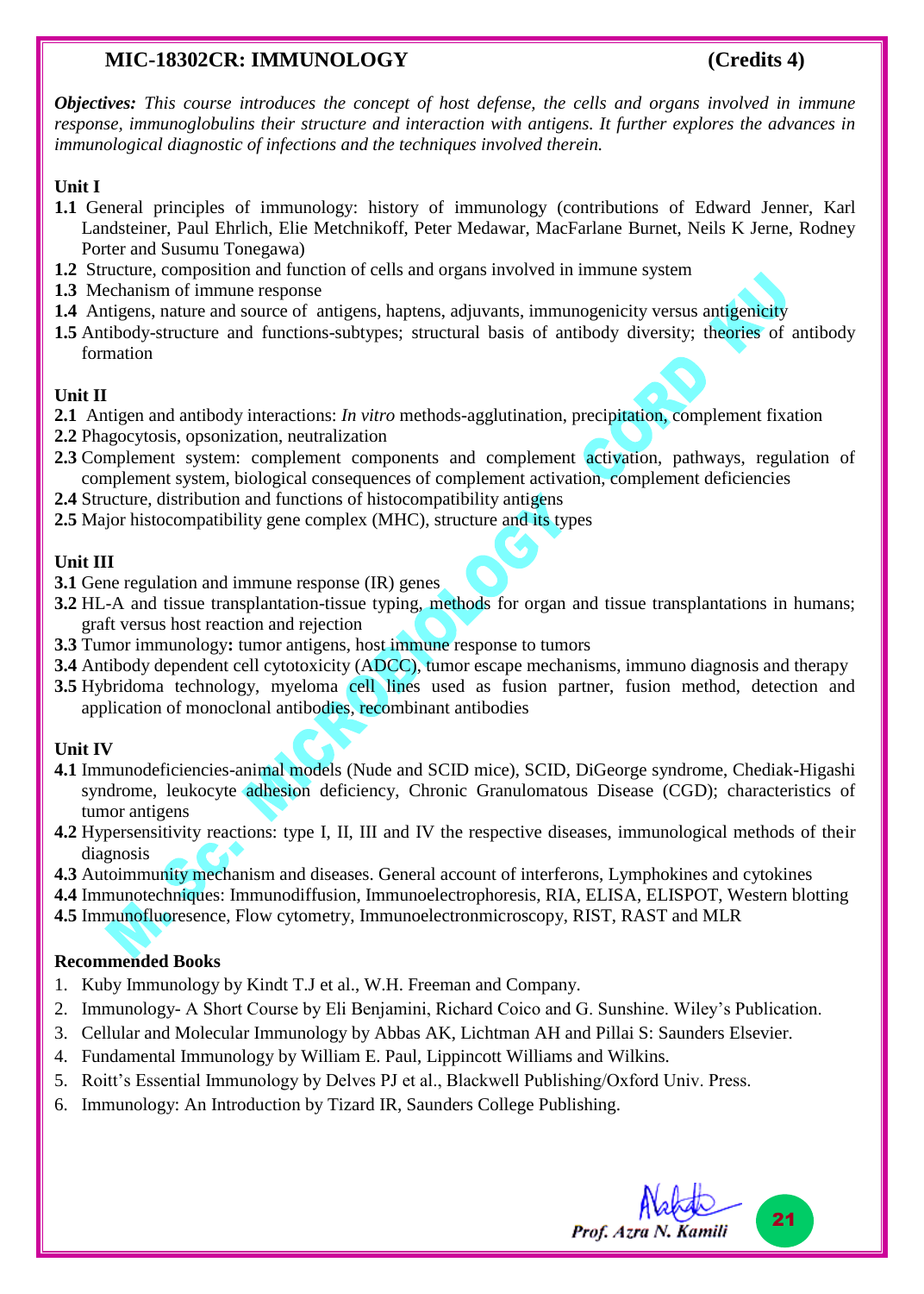## MIC-18302CR: IMMUNOLOGY (Credits 4)

***Objectives:*** *This course introduces the concept of host defense, the cells and organs involved in immune response, immunoglobulins their structure and interaction with antigens. It further explores the advances in immunological diagnostic of infections and the techniques involved therein.*

### Unit I

**1.1** General principles of immunology: history of immunology (contributions of Edward Jenner, Karl Landsteiner, Paul Ehrlich, Elie Metchnikoff, Peter Medawar, MacFarlane Burnet, Neils K Jerne, Rodney Porter and Susumu Tonegawa)
**1.2** Structure, composition and function of cells and organs involved in immune system
**1.3** Mechanism of immune response
**1.4** Antigens, nature and source of antigens, haptens, adjuvants, immunogenicity versus antigenicity
**1.5** Antibody-structure and functions-subtypes; structural basis of antibody diversity; theories of antibody formation

### Unit II

**2.1** Antigen and antibody interactions: *In vitro* methods-agglutination, precipitation, complement fixation
**2.2** Phagocytosis, opsonization, neutralization
**2.3** Complement system: complement components and complement activation, pathways, regulation of complement system, biological consequences of complement activation, complement deficiencies
**2.4** Structure, distribution and functions of histocompatibility antigens
**2.5** Major histocompatibility gene complex (MHC), structure and its types

### Unit III

**3.1** Gene regulation and immune response (IR) genes
**3.2** HL-A and tissue transplantation-tissue typing, methods for organ and tissue transplantations in humans; graft versus host reaction and rejection
**3.3** Tumor immunology**:** tumor antigens, host immune response to tumors
**3.4** Antibody dependent cell cytotoxicity (ADCC), tumor escape mechanisms, immuno diagnosis and therapy
**3.5** Hybridoma technology, myeloma cell lines used as fusion partner, fusion method, detection and application of monoclonal antibodies, recombinant antibodies

### Unit IV

**4.1** Immunodeficiencies-animal models (Nude and SCID mice), SCID, DiGeorge syndrome, Chediak-Higashi syndrome, leukocyte adhesion deficiency, Chronic Granulomatous Disease (CGD); characteristics of tumor antigens
**4.2** Hypersensitivity reactions: type I, II, III and IV the respective diseases, immunological methods of their diagnosis
**4.3** Autoimmunity mechanism and diseases. General account of interferons, Lymphokines and cytokines
**4.4** Immunotechniques: Immunodiffusion, Immunoelectrophoresis, RIA, ELISA, ELISPOT, Western blotting
**4.5** Immunofluoresence, Flow cytometry, Immunoelectronmicroscopy, RIST, RAST and MLR

### Recommended Books

1. Kuby Immunology by Kindt T.J et al., W.H. Freeman and Company.
2. Immunology- A Short Course by Eli Benjamini, Richard Coico and G. Sunshine. Wiley's Publication.
3. Cellular and Molecular Immunology by Abbas AK, Lichtman AH and Pillai S: Saunders Elsevier.
4. Fundamental Immunology by William E. Paul, Lippincott Williams and Wilkins.
5. Roitt's Essential Immunology by Delves PJ et al., Blackwell Publishing/Oxford Univ. Press.
6. Immunology: An Introduction by Tizard IR, Saunders College Publishing.

*Prof. Azra N. Kamili*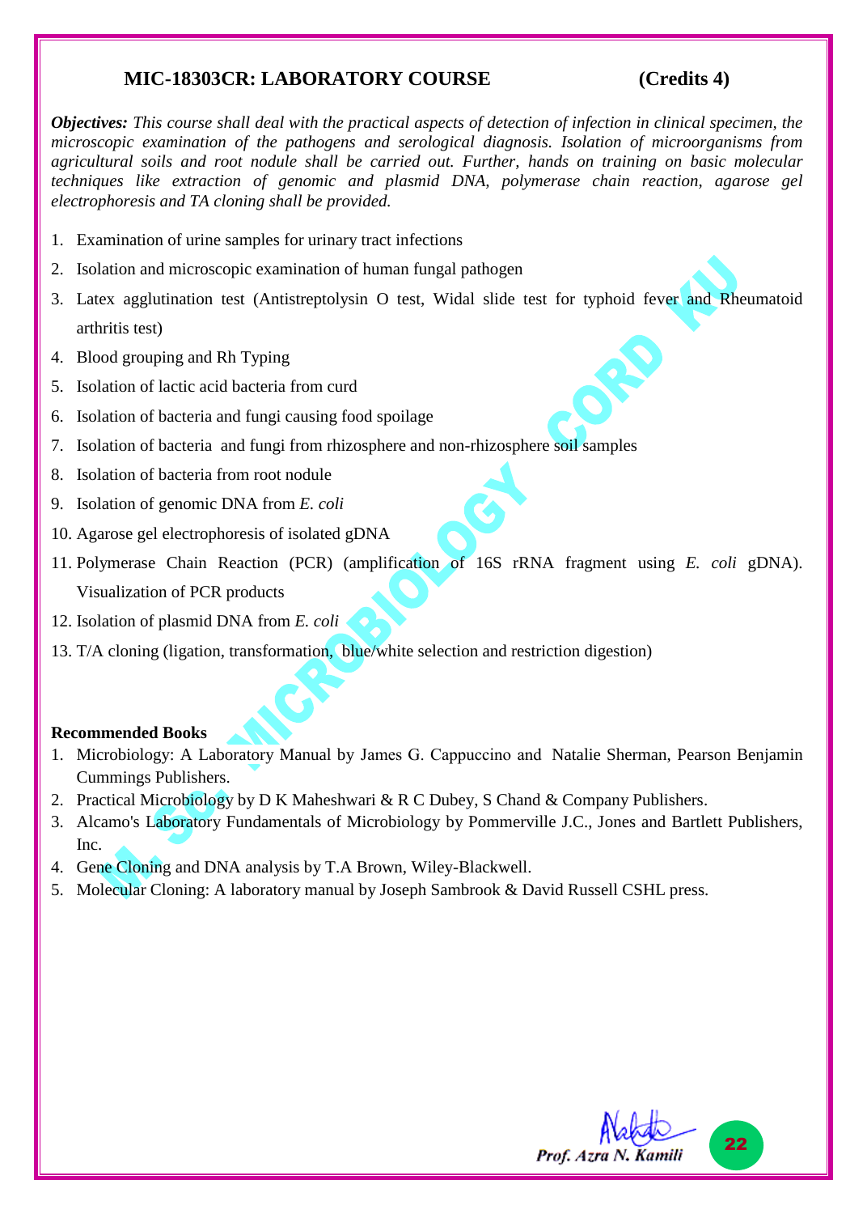## MIC-18303CR: LABORATORY COURSE (Credits 4)

***Objectives:*** *This course shall deal with the practical aspects of detection of infection in clinical specimen, the microscopic examination of the pathogens and serological diagnosis. Isolation of microorganisms from agricultural soils and root nodule shall be carried out. Further, hands on training on basic molecular techniques like extraction of genomic and plasmid DNA, polymerase chain reaction, agarose gel electrophoresis and TA cloning shall be provided.*

1. Examination of urine samples for urinary tract infections
2. Isolation and microscopic examination of human fungal pathogen
3. Latex agglutination test (Antistreptolysin O test, Widal slide test for typhoid fever and Rheumatoid arthritis test)
4. Blood grouping and Rh Typing
5. Isolation of lactic acid bacteria from curd
6. Isolation of bacteria and fungi causing food spoilage
7. Isolation of bacteria and fungi from rhizosphere and non-rhizosphere soil samples
8. Isolation of bacteria from root nodule
9. Isolation of genomic DNA from *E. coli*
10. Agarose gel electrophoresis of isolated gDNA
11. Polymerase Chain Reaction (PCR) (amplification of 16S rRNA fragment using *E. coli* gDNA). Visualization of PCR products
12. Isolation of plasmid DNA from *E. coli*
13. T/A cloning (ligation, transformation, blue/white selection and restriction digestion)

**Recommended Books**

1. Microbiology: A Laboratory Manual by James G. Cappuccino and Natalie Sherman, Pearson Benjamin Cummings Publishers.
2. Practical Microbiology by D K Maheshwari & R C Dubey, S Chand & Company Publishers.
3. Alcamo's Laboratory Fundamentals of Microbiology by Pommerville J.C., Jones and Bartlett Publishers, Inc.
4. Gene Cloning and DNA analysis by T.A Brown, Wiley-Blackwell.
5. Molecular Cloning: A laboratory manual by Joseph Sambrook & David Russell CSHL press.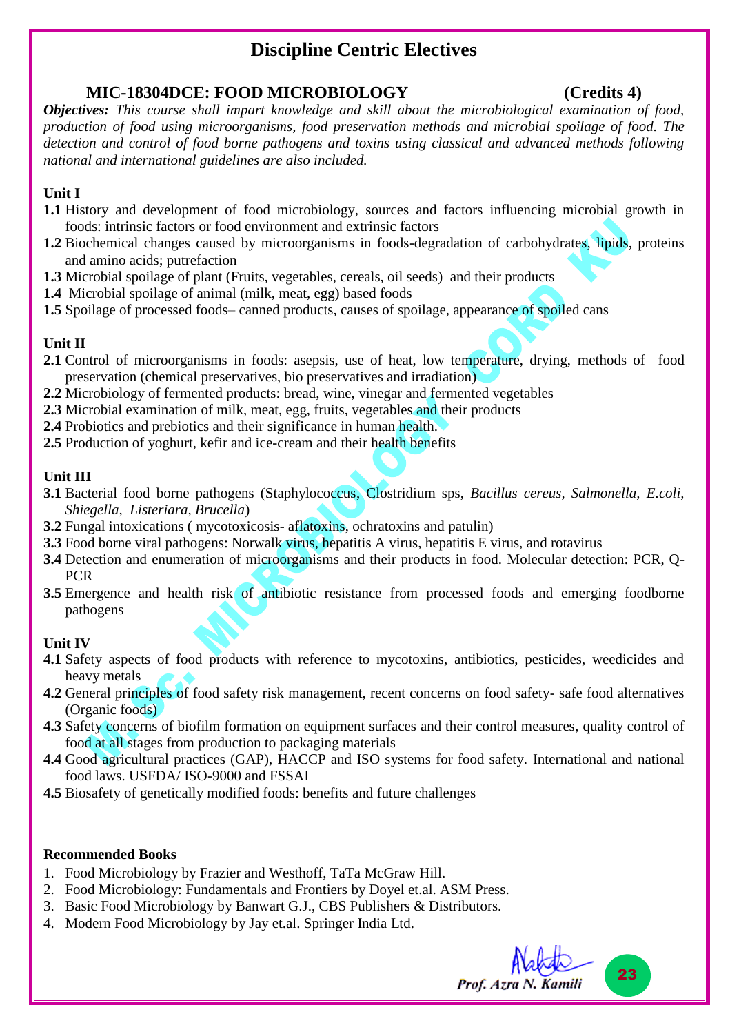# Discipline Centric Electives

## MIC-18304DCE: FOOD MICROBIOLOGY (Credits 4)

***Objectives:*** *This course shall impart knowledge and skill about the microbiological examination of food, production of food using microorganisms, food preservation methods and microbial spoilage of food. The detection and control of food borne pathogens and toxins using classical and advanced methods following national and international guidelines are also included.*

### Unit I

**1.1** History and development of food microbiology, sources and factors influencing microbial growth in foods: intrinsic factors or food environment and extrinsic factors

**1.2** Biochemical changes caused by microorganisms in foods-degradation of carbohydrates, lipids, proteins and amino acids; putrefaction

**1.3** Microbial spoilage of plant (Fruits, vegetables, cereals, oil seeds) and their products

**1.4** Microbial spoilage of animal (milk, meat, egg) based foods

**1.5** Spoilage of processed foods– canned products, causes of spoilage, appearance of spoiled cans

### Unit II

**2.1** Control of microorganisms in foods: asepsis, use of heat, low temperature, drying, methods of food preservation (chemical preservatives, bio preservatives and irradiation)

**2.2** Microbiology of fermented products: bread, wine, vinegar and fermented vegetables

**2.3** Microbial examination of milk, meat, egg, fruits, vegetables and their products

**2.4** Probiotics and prebiotics and their significance in human health.

**2.5** Production of yoghurt, kefir and ice-cream and their health benefits

### Unit III

**3.1** Bacterial food borne pathogens (Staphylococcus, Clostridium sps, *Bacillus cereus, Salmonella, E.coli, Shiegella, Listeriara, Brucella*)

**3.2** Fungal intoxications ( mycotoxicosis- aflatoxins, ochratoxins and patulin)

**3.3** Food borne viral pathogens: Norwalk virus, hepatitis A virus, hepatitis E virus, and rotavirus

**3.4** Detection and enumeration of microorganisms and their products in food. Molecular detection: PCR, Q-PCR

**3.5** Emergence and health risk of antibiotic resistance from processed foods and emerging foodborne pathogens

### Unit IV

**4.1** Safety aspects of food products with reference to mycotoxins, antibiotics, pesticides, weedicides and heavy metals

**4.2** General principles of food safety risk management, recent concerns on food safety- safe food alternatives (Organic foods)

**4.3** Safety concerns of biofilm formation on equipment surfaces and their control measures, quality control of food at all stages from production to packaging materials

**4.4** Good agricultural practices (GAP), HACCP and ISO systems for food safety. International and national food laws. USFDA/ ISO-9000 and FSSAI

**4.5** Biosafety of genetically modified foods: benefits and future challenges

### Recommended Books

1. Food Microbiology by Frazier and Westhoff, TaTa McGraw Hill.
2. Food Microbiology: Fundamentals and Frontiers by Doyel et.al. ASM Press.
3. Basic Food Microbiology by Banwart G.J., CBS Publishers & Distributors.
4. Modern Food Microbiology by Jay et.al. Springer India Ltd.

*Prof. Azra N. Kamili*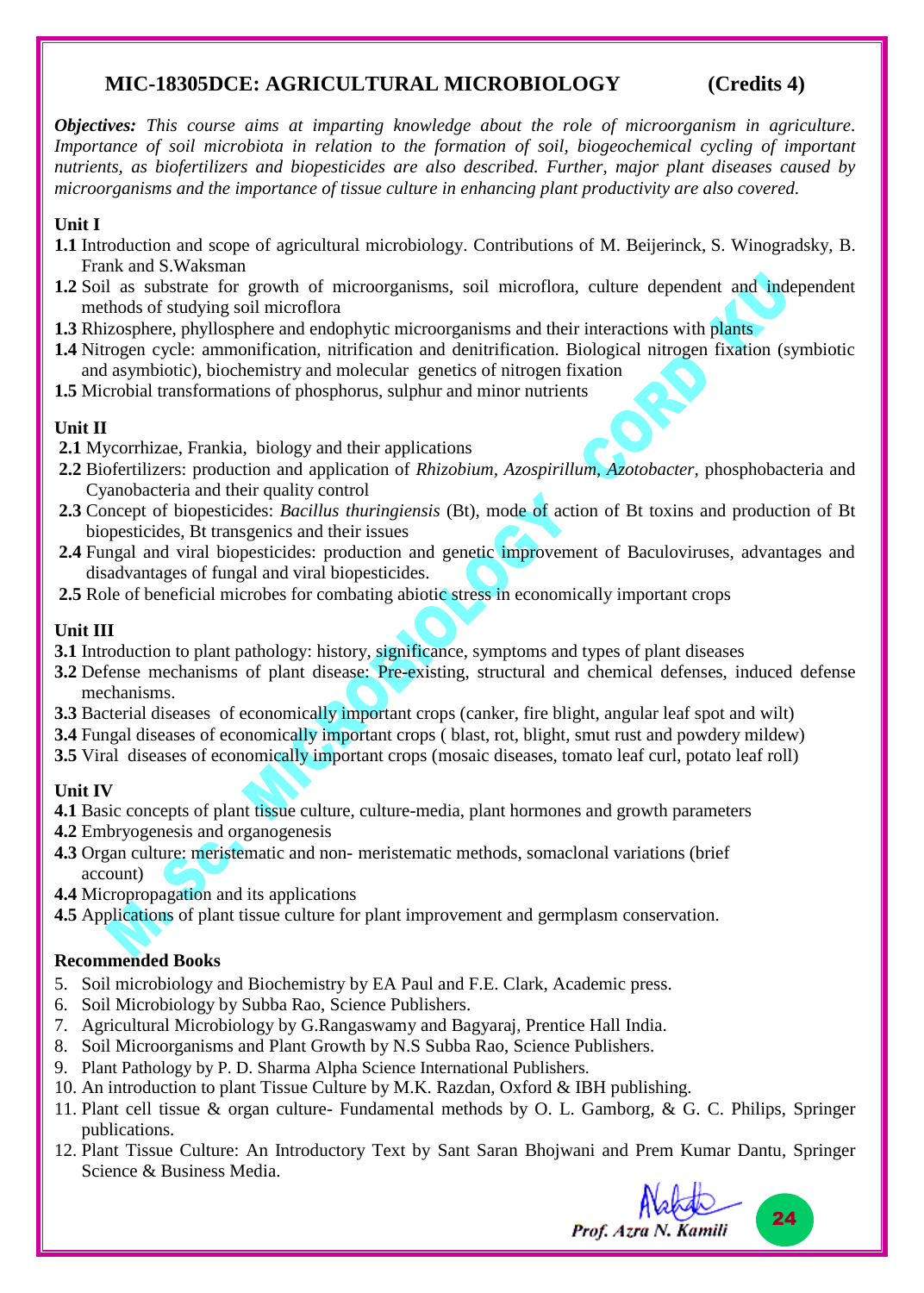## MIC-18305DCE: AGRICULTURAL MICROBIOLOGY (Credits 4)

***Objectives:*** *This course aims at imparting knowledge about the role of microorganism in agriculture. Importance of soil microbiota in relation to the formation of soil, biogeochemical cycling of important nutrients, as biofertilizers and biopesticides are also described. Further, major plant diseases caused by microorganisms and the importance of tissue culture in enhancing plant productivity are also covered.*

### Unit I

**1.1** Introduction and scope of agricultural microbiology. Contributions of M. Beijerinck, S. Winogradsky, B. Frank and S.Waksman

**1.2** Soil as substrate for growth of microorganisms, soil microflora, culture dependent and independent methods of studying soil microflora

**1.3** Rhizosphere, phyllosphere and endophytic microorganisms and their interactions with plants

**1.4** Nitrogen cycle: ammonification, nitrification and denitrification. Biological nitrogen fixation (symbiotic and asymbiotic), biochemistry and molecular genetics of nitrogen fixation

**1.5** Microbial transformations of phosphorus, sulphur and minor nutrients

### Unit II

**2.1** Mycorrhizae, Frankia, biology and their applications

**2.2** Biofertilizers: production and application of *Rhizobium, Azospirillum, Azotobacter,* phosphobacteria and Cyanobacteria and their quality control

**2.3** Concept of biopesticides: *Bacillus thuringiensis* (Bt), mode of action of Bt toxins and production of Bt biopesticides, Bt transgenics and their issues

**2.4** Fungal and viral biopesticides: production and genetic improvement of Baculoviruses, advantages and disadvantages of fungal and viral biopesticides.

**2.5** Role of beneficial microbes for combating abiotic stress in economically important crops

### Unit III

**3.1** Introduction to plant pathology: history, significance, symptoms and types of plant diseases

**3.2** Defense mechanisms of plant disease: Pre-existing, structural and chemical defenses, induced defense mechanisms.

**3.3** Bacterial diseases of economically important crops (canker, fire blight, angular leaf spot and wilt)

**3.4** Fungal diseases of economically important crops ( blast, rot, blight, smut rust and powdery mildew)

**3.5** Viral diseases of economically important crops (mosaic diseases, tomato leaf curl, potato leaf roll)

### Unit IV

**4.1** Basic concepts of plant tissue culture, culture-media, plant hormones and growth parameters

**4.2** Embryogenesis and organogenesis

**4.3** Organ culture: meristematic and non- meristematic methods, somaclonal variations (brief account)

**4.4** Micropropagation and its applications

**4.5** Applications of plant tissue culture for plant improvement and germplasm conservation.

### Recommended Books

5. Soil microbiology and Biochemistry by EA Paul and F.E. Clark, Academic press.
6. Soil Microbiology by Subba Rao, Science Publishers.
7. Agricultural Microbiology by G.Rangaswamy and Bagyaraj, Prentice Hall India.
8. Soil Microorganisms and Plant Growth by N.S Subba Rao, Science Publishers.
9. Plant Pathology by P. D. Sharma Alpha Science International Publishers.
10. An introduction to plant Tissue Culture by M.K. Razdan, Oxford & IBH publishing.
11. Plant cell tissue & organ culture- Fundamental methods by O. L. Gamborg, & G. C. Philips, Springer publications.
12. Plant Tissue Culture: An Introductory Text by Sant Saran Bhojwani and Prem Kumar Dantu, Springer Science & Business Media.

*Prof. Azra N. Kamili*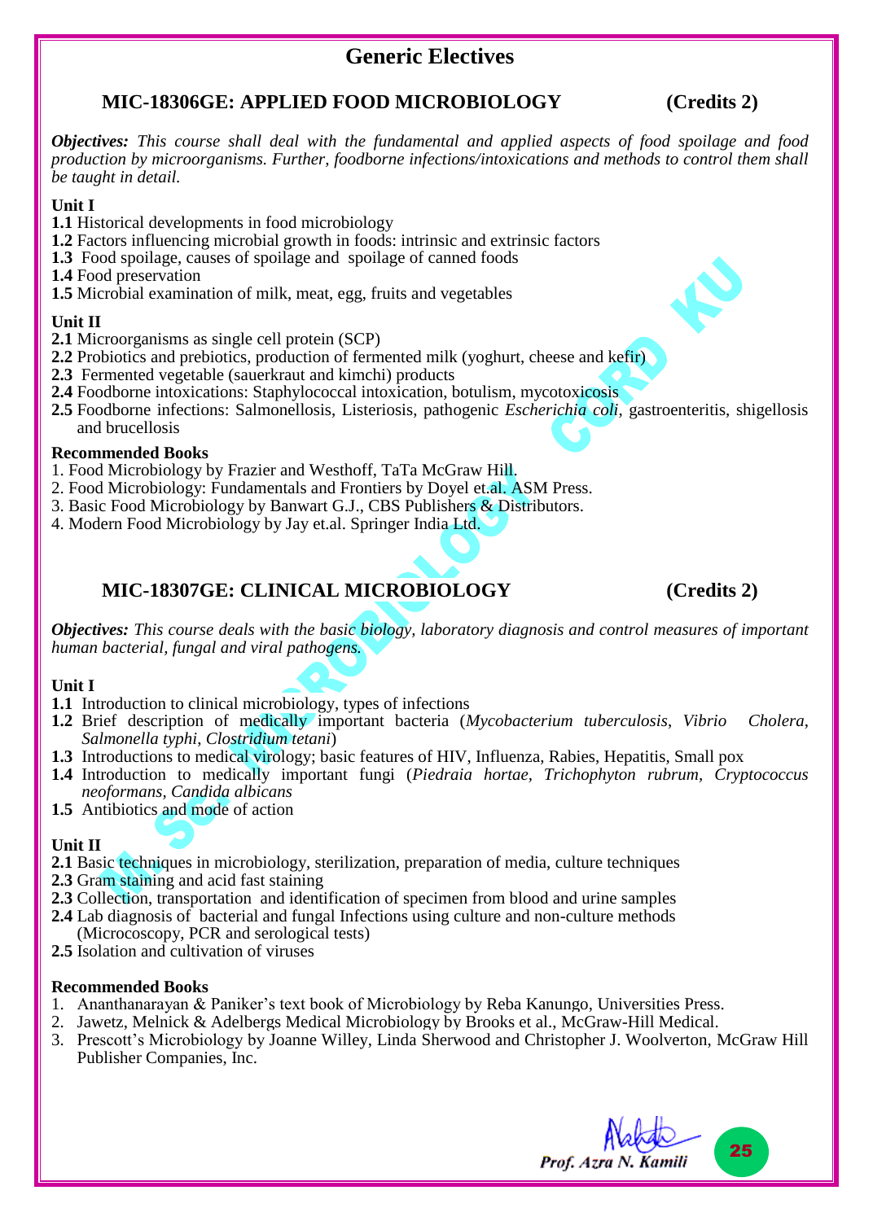# Generic Electives

## MIC-18306GE: APPLIED FOOD MICROBIOLOGY (Credits 2)

***Objectives:*** *This course shall deal with the fundamental and applied aspects of food spoilage and food production by microorganisms. Further, foodborne infections/intoxications and methods to control them shall be taught in detail.*

**Unit I**

**1.1** Historical developments in food microbiology
**1.2** Factors influencing microbial growth in foods: intrinsic and extrinsic factors
**1.3** Food spoilage, causes of spoilage and spoilage of canned foods
**1.4** Food preservation
**1.5** Microbial examination of milk, meat, egg, fruits and vegetables

**Unit II**

**2.1** Microorganisms as single cell protein (SCP)
**2.2** Probiotics and prebiotics, production of fermented milk (yoghurt, cheese and kefir)
**2.3** Fermented vegetable (sauerkraut and kimchi) products
**2.4** Foodborne intoxications: Staphylococcal intoxication, botulism, mycotoxicosis
**2.5** Foodborne infections: Salmonellosis, Listeriosis, pathogenic *Escherichia coli*, gastroenteritis, shigellosis and brucellosis

**Recommended Books**

1. Food Microbiology by Frazier and Westhoff, TaTa McGraw Hill.
2. Food Microbiology: Fundamentals and Frontiers by Doyel et.al. ASM Press.
3. Basic Food Microbiology by Banwart G.J., CBS Publishers & Distributors.
4. Modern Food Microbiology by Jay et.al. Springer India Ltd.

## MIC-18307GE: CLINICAL MICROBIOLOGY (Credits 2)

***Objectives:*** *This course deals with the basic biology, laboratory diagnosis and control measures of important human bacterial, fungal and viral pathogens.*

**Unit I**

**1.1** Introduction to clinical microbiology, types of infections
**1.2** Brief description of medically important bacteria (*Mycobacterium tuberculosis*, *Vibrio Cholera*, *Salmonella typhi*, *Clostridium tetani*)
**1.3** Introductions to medical virology; basic features of HIV, Influenza, Rabies, Hepatitis, Small pox
**1.4** Introduction to medically important fungi (*Piedraia hortae, Trichophyton rubrum, Cryptococcus neoformans, Candida albicans*
**1.5** Antibiotics and mode of action

**Unit II**

**2.1** Basic techniques in microbiology, sterilization, preparation of media, culture techniques
**2.3** Gram staining and acid fast staining
**2.3** Collection, transportation and identification of specimen from blood and urine samples
**2.4** Lab diagnosis of bacterial and fungal Infections using culture and non-culture methods (Micrococscopy, PCR and serological tests)
**2.5** Isolation and cultivation of viruses

**Recommended Books**

1. Ananthanarayan & Paniker's text book of Microbiology by Reba Kanungo, Universities Press.
2. Jawetz, Melnick & Adelbergs Medical Microbiology by Brooks et al., McGraw-Hill Medical.
3. Prescott's Microbiology by Joanne Willey, Linda Sherwood and Christopher J. Woolverton, McGraw Hill Publisher Companies, Inc.

Prof. Azra N. Kamili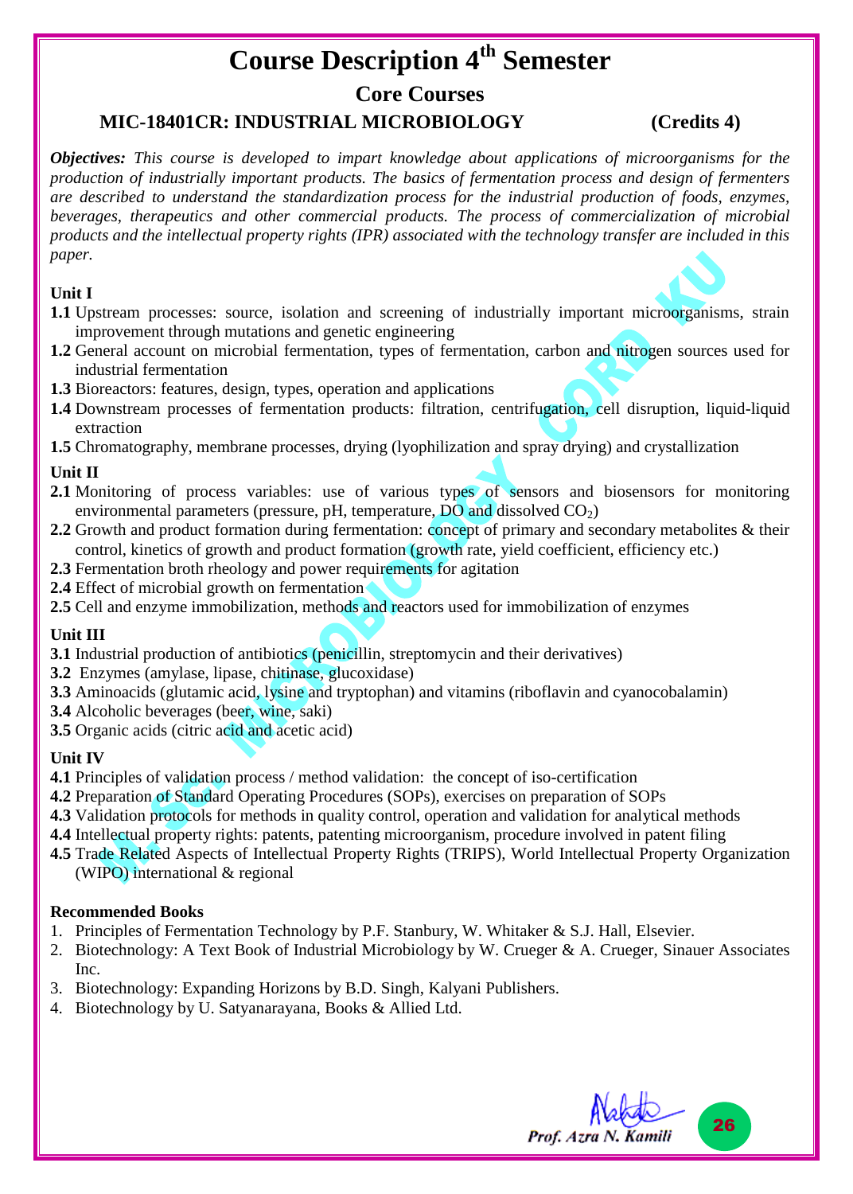# Course Description 4th Semester

## Core Courses

### MIC-18401CR: INDUSTRIAL MICROBIOLOGY (Credits 4)

***Objectives:*** *This course is developed to impart knowledge about applications of microorganisms for the production of industrially important products. The basics of fermentation process and design of fermenters are described to understand the standardization process for the industrial production of foods, enzymes, beverages, therapeutics and other commercial products. The process of commercialization of microbial products and the intellectual property rights (IPR) associated with the technology transfer are included in this paper.*

**Unit I**

**1.1** Upstream processes: source, isolation and screening of industrially important microorganisms, strain improvement through mutations and genetic engineering

**1.2** General account on microbial fermentation, types of fermentation, carbon and nitrogen sources used for industrial fermentation

**1.3** Bioreactors: features, design, types, operation and applications

**1.4** Downstream processes of fermentation products: filtration, centrifugation, cell disruption, liquid-liquid extraction

**1.5** Chromatography, membrane processes, drying (lyophilization and spray drying) and crystallization

**Unit II**

**2.1** Monitoring of process variables: use of various types of sensors and biosensors for monitoring environmental parameters (pressure, pH, temperature, DO and dissolved $CO_2$)

**2.2** Growth and product formation during fermentation: concept of primary and secondary metabolites & their control, kinetics of growth and product formation (growth rate, yield coefficient, efficiency etc.)

**2.3** Fermentation broth rheology and power requirements for agitation

**2.4** Effect of microbial growth on fermentation

**2.5** Cell and enzyme immobilization, methods and reactors used for immobilization of enzymes

**Unit III**

**3.1** Industrial production of antibiotics (penicillin, streptomycin and their derivatives)

**3.2** Enzymes (amylase, lipase, chitinase, glucoxidase)

**3.3** Aminoacids (glutamic acid, lysine and tryptophan) and vitamins (riboflavin and cyanocobalamin)

**3.4** Alcoholic beverages (beer, wine, saki)

**3.5** Organic acids (citric acid and acetic acid)

**Unit IV**

**4.1** Principles of validation process / method validation: the concept of iso-certification

**4.2** Preparation of Standard Operating Procedures (SOPs), exercises on preparation of SOPs

**4.3** Validation protocols for methods in quality control, operation and validation for analytical methods

**4.4** Intellectual property rights: patents, patenting microorganism, procedure involved in patent filing

**4.5** Trade Related Aspects of Intellectual Property Rights (TRIPS), World Intellectual Property Organization (WIPO) international & regional

**Recommended Books**

1. Principles of Fermentation Technology by P.F. Stanbury, W. Whitaker & S.J. Hall, Elsevier.
2. Biotechnology: A Text Book of Industrial Microbiology by W. Crueger & A. Crueger, Sinauer Associates Inc.
3. Biotechnology: Expanding Horizons by B.D. Singh, Kalyani Publishers.
4. Biotechnology by U. Satyanarayana, Books & Allied Ltd.

*Prof. Azra N. Kamili*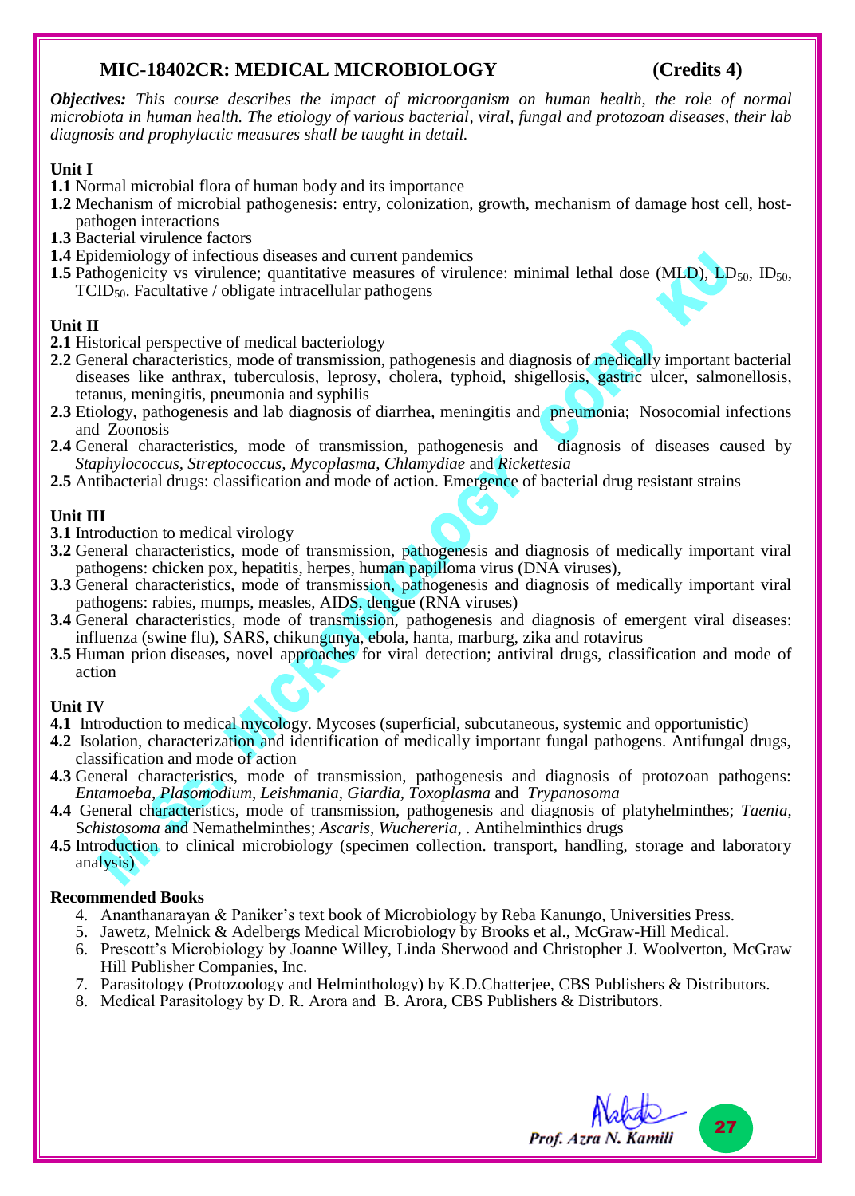## MIC-18402CR: MEDICAL MICROBIOLOGY (Credits 4)

***Objectives:*** *This course describes the impact of microorganism on human health, the role of normal microbiota in human health. The etiology of various bacterial, viral, fungal and protozoan diseases, their lab diagnosis and prophylactic measures shall be taught in detail.*

**Unit I**

**1.1** Normal microbial flora of human body and its importance
**1.2** Mechanism of microbial pathogenesis: entry, colonization, growth, mechanism of damage host cell, host-pathogen interactions
**1.3** Bacterial virulence factors
**1.4** Epidemiology of infectious diseases and current pandemics
**1.5** Pathogenicity vs virulence; quantitative measures of virulence: minimal lethal dose (MLD), $LD_{50}$, $ID_{50}$, $TCID_{50}$. Facultative / obligate intracellular pathogens

**Unit II**

**2.1** Historical perspective of medical bacteriology
**2.2** General characteristics, mode of transmission, pathogenesis and diagnosis of medically important bacterial diseases like anthrax, tuberculosis, leprosy, cholera, typhoid, shigellosis, gastric ulcer, salmonellosis, tetanus, meningitis, pneumonia and syphilis
**2.3** Etiology, pathogenesis and lab diagnosis of diarrhea, meningitis and pneumonia; Nosocomial infections and Zoonosis
**2.4** General characteristics, mode of transmission, pathogenesis and diagnosis of diseases caused by *Staphylococcus*, *Streptococcus*, *Mycoplasma*, *Chlamydiae* and *Rickettesia*
**2.5** Antibacterial drugs: classification and mode of action. Emergence of bacterial drug resistant strains

**Unit III**

**3.1** Introduction to medical virology
**3.2** General characteristics, mode of transmission, pathogenesis and diagnosis of medically important viral pathogens: chicken pox, hepatitis, herpes, human papilloma virus (DNA viruses),
**3.3** General characteristics, mode of transmission, pathogenesis and diagnosis of medically important viral pathogens: rabies, mumps, measles, AIDS, dengue (RNA viruses)
**3.4** General characteristics, mode of transmission, pathogenesis and diagnosis of emergent viral diseases: influenza (swine flu), SARS, chikungunya, ebola, hanta, marburg, zika and rotavirus
**3.5** Human prion diseases**,** novel approaches for viral detection; antiviral drugs, classification and mode of action

**Unit IV**

**4.1** Introduction to medical mycology. Mycoses (superficial, subcutaneous, systemic and opportunistic)
**4.2** Isolation, characterization and identification of medically important fungal pathogens. Antifungal drugs, classification and mode of action
**4.3** General characteristics, mode of transmission, pathogenesis and diagnosis of protozoan pathogens: *Entamoeba*, *Plasmodium*, *Leishmania*, *Giardia*, *Toxoplasma* and *Trypanosoma*
**4.4** General characteristics, mode of transmission, pathogenesis and diagnosis of platyhelminthes; *Taenia*, *Schistosoma* and Nemathelminthes; *Ascaris*, *Wuchereria*, . Antihelminthics drugs
**4.5** Introduction to clinical microbiology (specimen collection. transport, handling, storage and laboratory analysis)

**Recommended Books**

4. Ananthanarayan & Paniker's text book of Microbiology by Reba Kanungo, Universities Press.
5. Jawetz, Melnick & Adelbergs Medical Microbiology by Brooks et al., McGraw-Hill Medical.
6. Prescott's Microbiology by Joanne Willey, Linda Sherwood and Christopher J. Woolverton, McGraw Hill Publisher Companies, Inc.
7. Parasitology (Protozoology and Helminthology) by K.D.Chatterjee, CBS Publishers & Distributors.
8. Medical Parasitology by D. R. Arora and B. Arora, CBS Publishers & Distributors.

*Prof. Azra N. Kamili*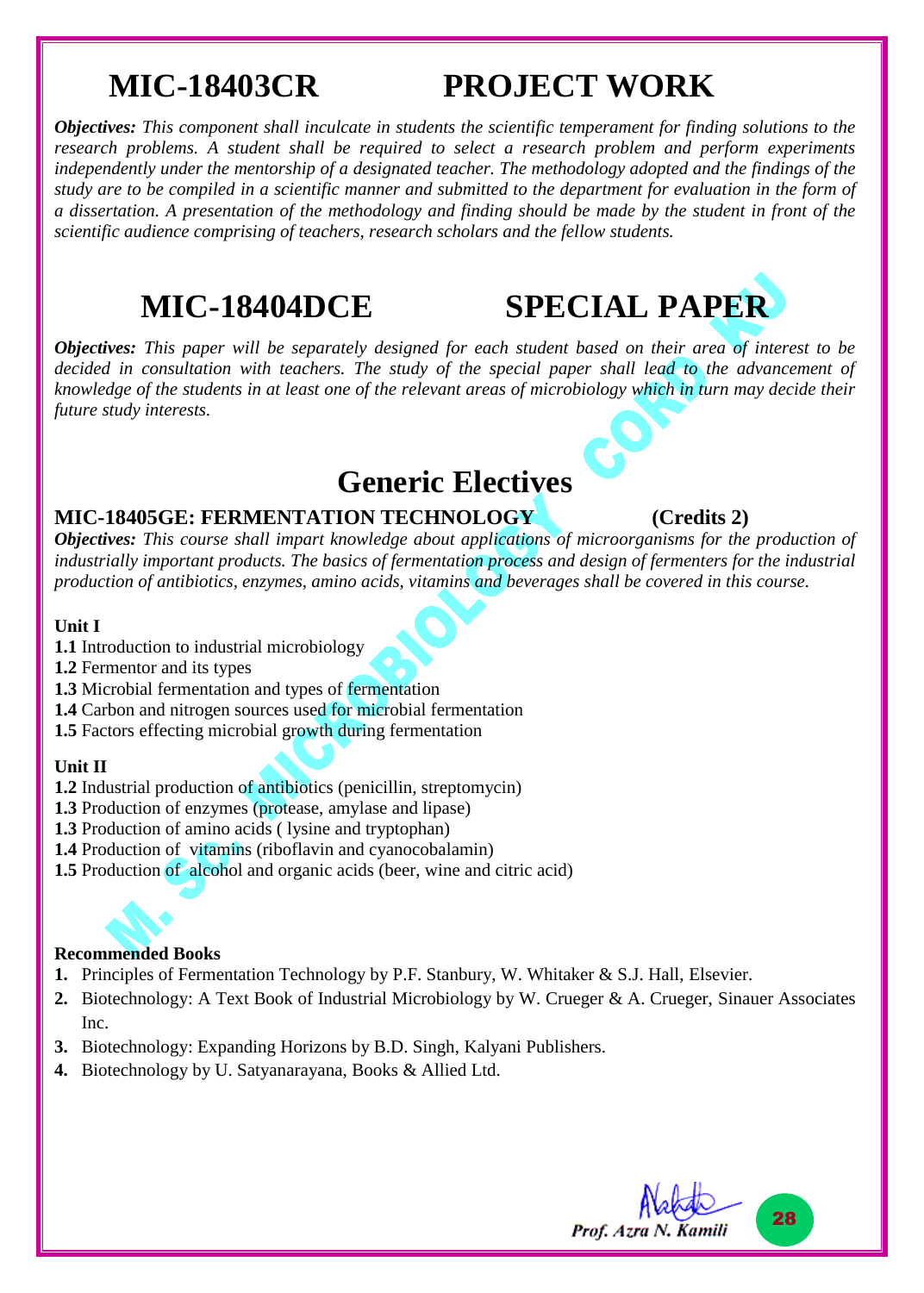# MIC-18403CR PROJECT WORK

***Objectives:*** *This component shall inculcate in students the scientific temperament for finding solutions to the research problems. A student shall be required to select a research problem and perform experiments independently under the mentorship of a designated teacher. The methodology adopted and the findings of the study are to be compiled in a scientific manner and submitted to the department for evaluation in the form of a dissertation. A presentation of the methodology and finding should be made by the student in front of the scientific audience comprising of teachers, research scholars and the fellow students.*

# MIC-18404DCE SPECIAL PAPER

***Objectives:*** *This paper will be separately designed for each student based on their area of interest to be decided in consultation with teachers. The study of the special paper shall lead to the advancement of knowledge of the students in at least one of the relevant areas of microbiology which in turn may decide their future study interests.*

# Generic Electives

**MIC-18405GE: FERMENTATION TECHNOLOGY (Credits 2)**

***Objectives:*** *This course shall impart knowledge about applications of microorganisms for the production of industrially important products. The basics of fermentation process and design of fermenters for the industrial production of antibiotics, enzymes, amino acids, vitamins and beverages shall be covered in this course.*

**Unit I**

**1.1** Introduction to industrial microbiology
**1.2** Fermentor and its types
**1.3** Microbial fermentation and types of fermentation
**1.4** Carbon and nitrogen sources used for microbial fermentation
**1.5** Factors effecting microbial growth during fermentation

**Unit II**

**1.2** Industrial production of antibiotics (penicillin, streptomycin)
**1.3** Production of enzymes (protease, amylase and lipase)
**1.3** Production of amino acids ( lysine and tryptophan)
**1.4** Production of vitamins (riboflavin and cyanocobalamin)
**1.5** Production of alcohol and organic acids (beer, wine and citric acid)

**Recommended Books**

1. Principles of Fermentation Technology by P.F. Stanbury, W. Whitaker & S.J. Hall, Elsevier.
2. Biotechnology: A Text Book of Industrial Microbiology by W. Crueger & A. Crueger, Sinauer Associates Inc.
3. Biotechnology: Expanding Horizons by B.D. Singh, Kalyani Publishers.
4. Biotechnology by U. Satyanarayana, Books & Allied Ltd.

*Prof. Azra N. Kamili*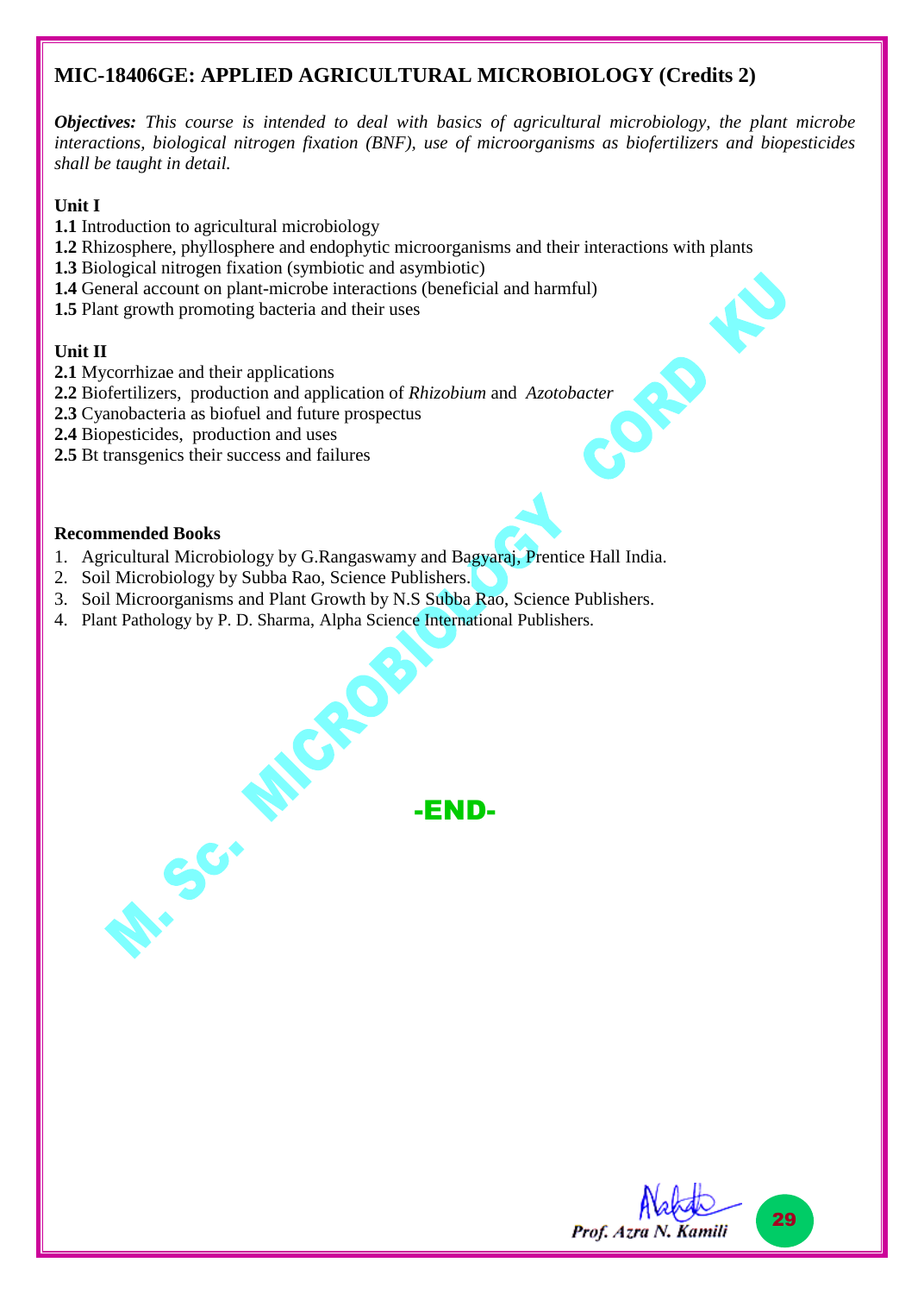## MIC-18406GE: APPLIED AGRICULTURAL MICROBIOLOGY (Credits 2)

***Objectives:*** *This course is intended to deal with basics of agricultural microbiology, the plant microbe interactions, biological nitrogen fixation (BNF), use of microorganisms as biofertilizers and biopesticides shall be taught in detail.*

**Unit I**

**1.1** Introduction to agricultural microbiology
**1.2** Rhizosphere, phyllosphere and endophytic microorganisms and their interactions with plants
**1.3** Biological nitrogen fixation (symbiotic and asymbiotic)
**1.4** General account on plant-microbe interactions (beneficial and harmful)
**1.5** Plant growth promoting bacteria and their uses

**Unit II**

**2.1** Mycorrhizae and their applications
**2.2** Biofertilizers, production and application of *Rhizobium* and *Azotobacter*
**2.3** Cyanobacteria as biofuel and future prospectus
**2.4** Biopesticides, production and uses
**2.5** Bt transgenics their success and failures

**Recommended Books**

1. Agricultural Microbiology by G.Rangaswamy and Bagyaraj, Prentice Hall India.
2. Soil Microbiology by Subba Rao, Science Publishers.
3. Soil Microorganisms and Plant Growth by N.S Subba Rao, Science Publishers.
4. Plant Pathology by P. D. Sharma, Alpha Science International Publishers.

**-END-**

*Prof. Azra N. Kamili*